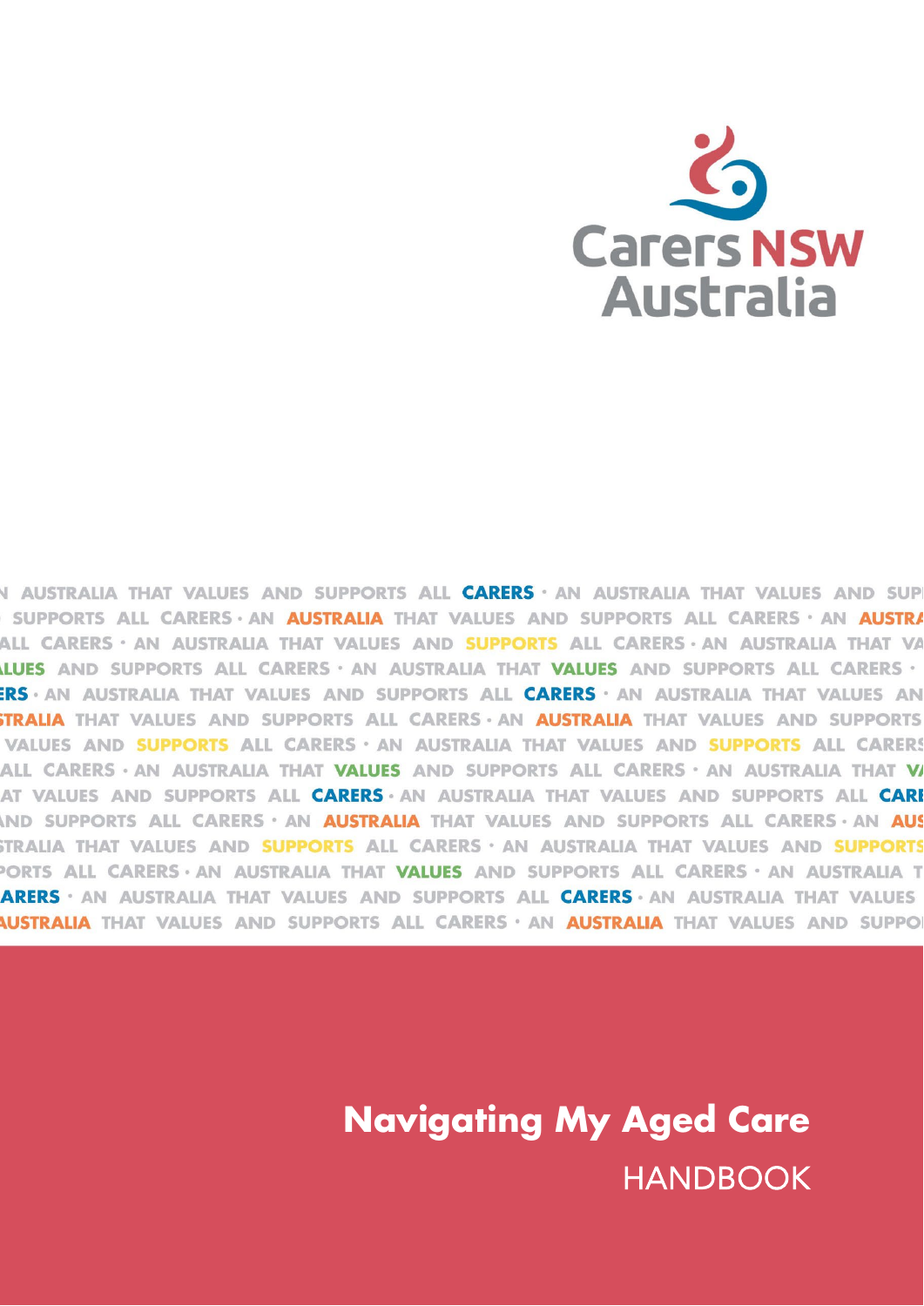Carers NSW Australia

# Navigating My Aged Care

HANDBOOK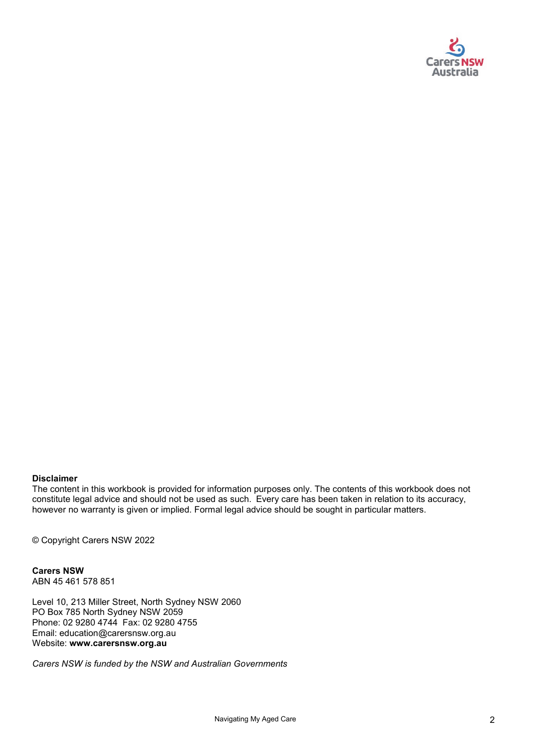**Disclaimer**
The content in this workbook is provided for information purposes only. The contents of this workbook does not constitute legal advice and should not be used as such. Every care has been taken in relation to its accuracy, however no warranty is given or implied. Formal legal advice should be sought in particular matters.

© Copyright Carers NSW 2022

**Carers NSW**
ABN 45 461 578 851

Level 10, 213 Miller Street, North Sydney NSW 2060
PO Box 785 North Sydney NSW 2059
Phone: 02 9280 4744 Fax: 02 9280 4755
Email: education@carersnsw.org.au
Website: **www.carersnsw.org.au**

*Carers NSW is funded by the NSW and Australian Governments*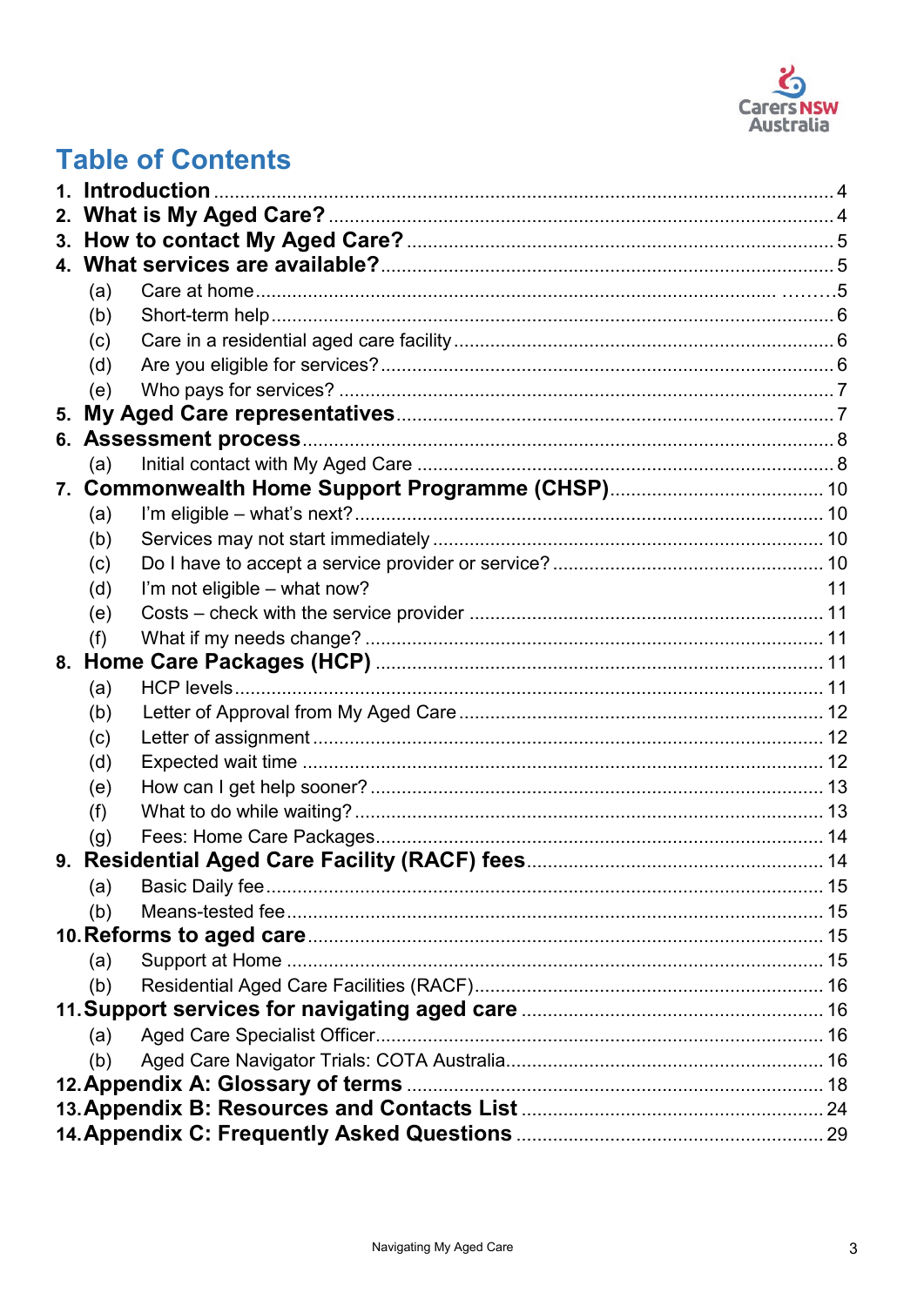# Table of Contents

1. **Introduction** .......... 4
2. **What is My Aged Care?** .......... 4
3. **How to contact My Aged Care?** .......... 5
4. **What services are available?** .......... 5
   - (a) Care at home .......... 5
   - (b) Short-term help .......... 6
   - (c) Care in a residential aged care facility .......... 6
   - (d) Are you eligible for services? .......... 6
   - (e) Who pays for services? .......... 7
5. **My Aged Care representatives** .......... 7
6. **Assessment process** .......... 8
   - (a) Initial contact with My Aged Care .......... 8
7. **Commonwealth Home Support Programme (CHSP)** .......... 10
   - (a) I'm eligible – what's next? .......... 10
   - (b) Services may not start immediately .......... 10
   - (c) Do I have to accept a service provider or service? .......... 10
   - (d) I'm not eligible – what now? 11
   - (e) Costs – check with the service provider .......... 11
   - (f) What if my needs change? .......... 11
8. **Home Care Packages (HCP)** .......... 11
   - (a) HCP levels .......... 11
   - (b) Letter of Approval from My Aged Care .......... 12
   - (c) Letter of assignment .......... 12
   - (d) Expected wait time .......... 12
   - (e) How can I get help sooner? .......... 13
   - (f) What to do while waiting? .......... 13
   - (g) Fees: Home Care Packages .......... 14
9. **Residential Aged Care Facility (RACF) fees** .......... 14
   - (a) Basic Daily fee .......... 15
   - (b) Means-tested fee .......... 15
10. **Reforms to aged care** .......... 15
    - (a) Support at Home .......... 15
    - (b) Residential Aged Care Facilities (RACF) .......... 16
11. **Support services for navigating aged care** .......... 16
    - (a) Aged Care Specialist Officer .......... 16
    - (b) Aged Care Navigator Trials: COTA Australia .......... 16
12. **Appendix A: Glossary of terms** .......... 18
13. **Appendix B: Resources and Contacts List** .......... 24
14. **Appendix C: Frequently Asked Questions** .......... 29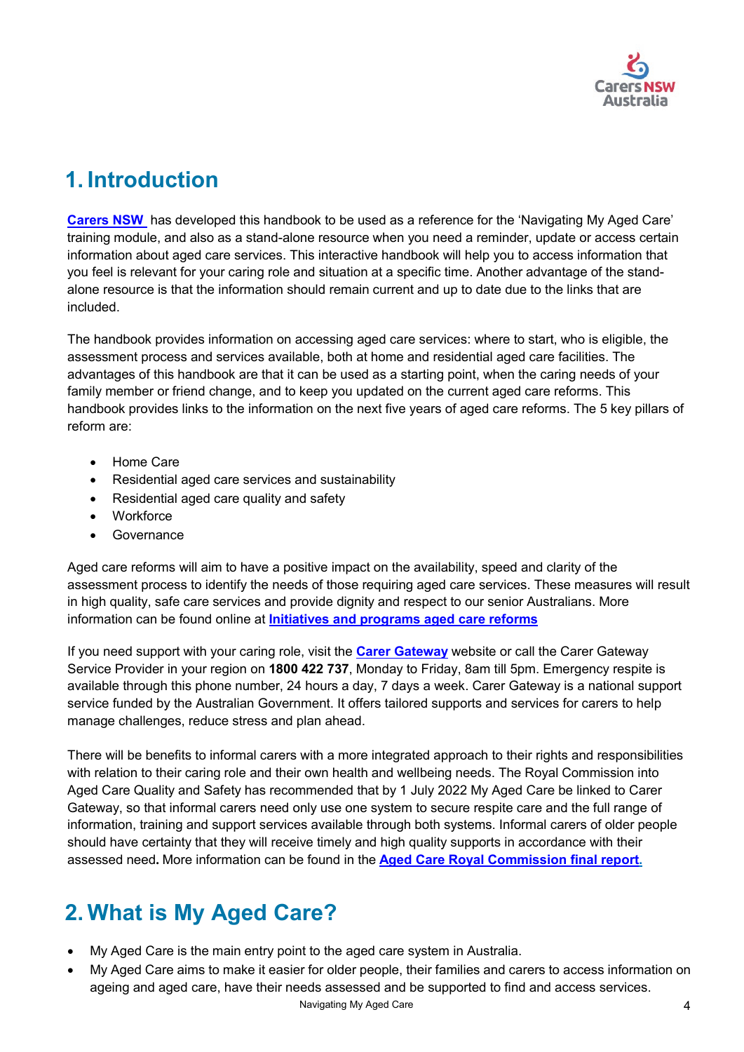# 1. Introduction

**Carers NSW** has developed this handbook to be used as a reference for the 'Navigating My Aged Care' training module, and also as a stand-alone resource when you need a reminder, update or access certain information about aged care services. This interactive handbook will help you to access information that you feel is relevant for your caring role and situation at a specific time. Another advantage of the stand-alone resource is that the information should remain current and up to date due to the links that are included.

The handbook provides information on accessing aged care services: where to start, who is eligible, the assessment process and services available, both at home and residential aged care facilities. The advantages of this handbook are that it can be used as a starting point, when the caring needs of your family member or friend change, and to keep you updated on the current aged care reforms. This handbook provides links to the information on the next five years of aged care reforms. The 5 key pillars of reform are:

- Home Care
- Residential aged care services and sustainability
- Residential aged care quality and safety
- Workforce
- Governance

Aged care reforms will aim to have a positive impact on the availability, speed and clarity of the assessment process to identify the needs of those requiring aged care services. These measures will result in high quality, safe care services and provide dignity and respect to our senior Australians. More information can be found online at **Initiatives and programs aged care reforms**

If you need support with your caring role, visit the **Carer Gateway** website or call the Carer Gateway Service Provider in your region on **1800 422 737**, Monday to Friday, 8am till 5pm. Emergency respite is available through this phone number, 24 hours a day, 7 days a week. Carer Gateway is a national support service funded by the Australian Government. It offers tailored supports and services for carers to help manage challenges, reduce stress and plan ahead.

There will be benefits to informal carers with a more integrated approach to their rights and responsibilities with relation to their caring role and their own health and wellbeing needs. The Royal Commission into Aged Care Quality and Safety has recommended that by 1 July 2022 My Aged Care be linked to Carer Gateway, so that informal carers need only use one system to secure respite care and the full range of information, training and support services available through both systems. Informal carers of older people should have certainty that they will receive timely and high quality supports in accordance with their assessed need**.** More information can be found in the **Aged Care Royal Commission final report.**

# 2. What is My Aged Care?

- My Aged Care is the main entry point to the aged care system in Australia.
- My Aged Care aims to make it easier for older people, their families and carers to access information on ageing and aged care, have their needs assessed and be supported to find and access services.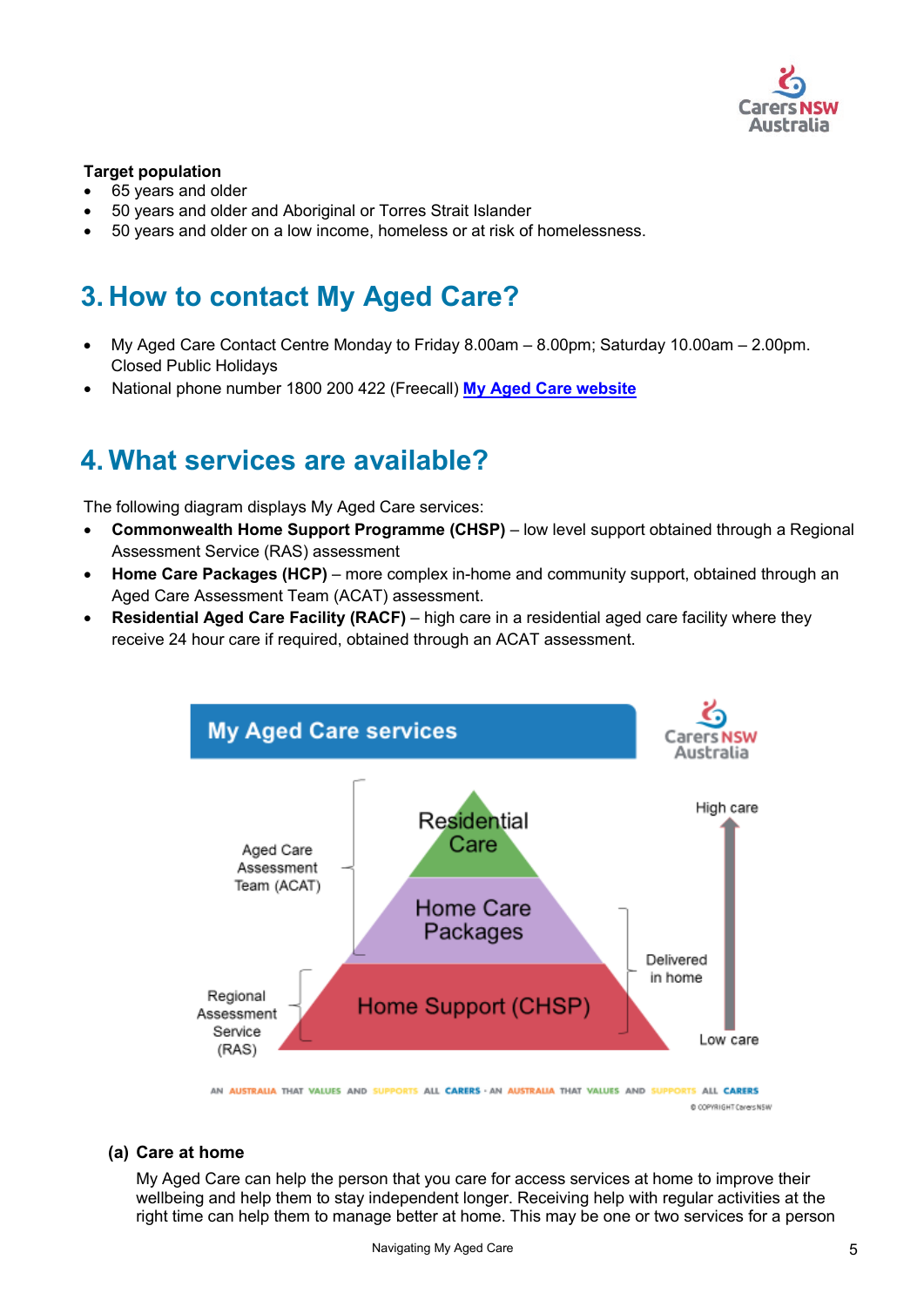**Target population**

- 65 years and older
- 50 years and older and Aboriginal or Torres Strait Islander
- 50 years and older on a low income, homeless or at risk of homelessness.

## 3. How to contact My Aged Care?

- My Aged Care Contact Centre Monday to Friday 8.00am – 8.00pm; Saturday 10.00am – 2.00pm. Closed Public Holidays
- National phone number 1800 200 422 (Freecall) **My Aged Care website**

## 4. What services are available?

The following diagram displays My Aged Care services:

- **Commonwealth Home Support Programme (CHSP)** – low level support obtained through a Regional Assessment Service (RAS) assessment
- **Home Care Packages (HCP)** – more complex in-home and community support, obtained through an Aged Care Assessment Team (ACAT) assessment.
- **Residential Aged Care Facility (RACF)** – high care in a residential aged care facility where they receive 24 hour care if required, obtained through an ACAT assessment.

**My Aged Care services**

Aged Care Assessment Team (ACAT): Residential Care; Home Care Packages

Regional Assessment Service (RAS): Home Support (CHSP)

Delivered in home: Home Care Packages; Home Support (CHSP)

Low care → High care

AN AUSTRALIA THAT VALUES AND SUPPORTS ALL CARERS · AN AUSTRALIA THAT VALUES AND SUPPORTS ALL CARERS

© COPYRIGHT Carers NSW

### (a) Care at home

My Aged Care can help the person that you care for access services at home to improve their wellbeing and help them to stay independent longer. Receiving help with regular activities at the right time can help them to manage better at home. This may be one or two services for a person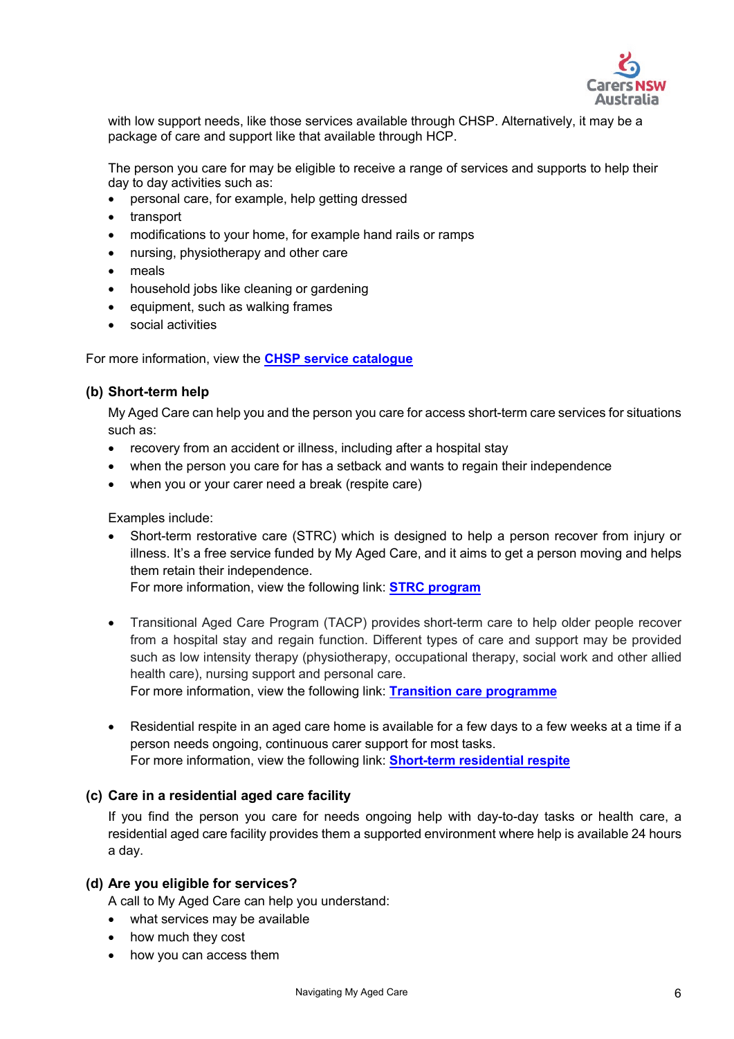with low support needs, like those services available through CHSP. Alternatively, it may be a package of care and support like that available through HCP.

The person you care for may be eligible to receive a range of services and supports to help their day to day activities such as:

- personal care, for example, help getting dressed
- transport
- modifications to your home, for example hand rails or ramps
- nursing, physiotherapy and other care
- meals
- household jobs like cleaning or gardening
- equipment, such as walking frames
- social activities

For more information, view the **CHSP service catalogue**

### (b) Short-term help

My Aged Care can help you and the person you care for access short-term care services for situations such as:

- recovery from an accident or illness, including after a hospital stay
- when the person you care for has a setback and wants to regain their independence
- when you or your carer need a break (respite care)

Examples include:

- Short-term restorative care (STRC) which is designed to help a person recover from injury or illness. It's a free service funded by My Aged Care, and it aims to get a person moving and helps them retain their independence.
  For more information, view the following link: **STRC program**

- Transitional Aged Care Program (TACP) provides short-term care to help older people recover from a hospital stay and regain function. Different types of care and support may be provided such as low intensity therapy (physiotherapy, occupational therapy, social work and other allied health care), nursing support and personal care.
  For more information, view the following link: **Transition care programme**

- Residential respite in an aged care home is available for a few days to a few weeks at a time if a person needs ongoing, continuous carer support for most tasks.
  For more information, view the following link: **Short-term residential respite**

### (c) Care in a residential aged care facility

If you find the person you care for needs ongoing help with day-to-day tasks or health care, a residential aged care facility provides them a supported environment where help is available 24 hours a day.

### (d) Are you eligible for services?

A call to My Aged Care can help you understand:

- what services may be available
- how much they cost
- how you can access them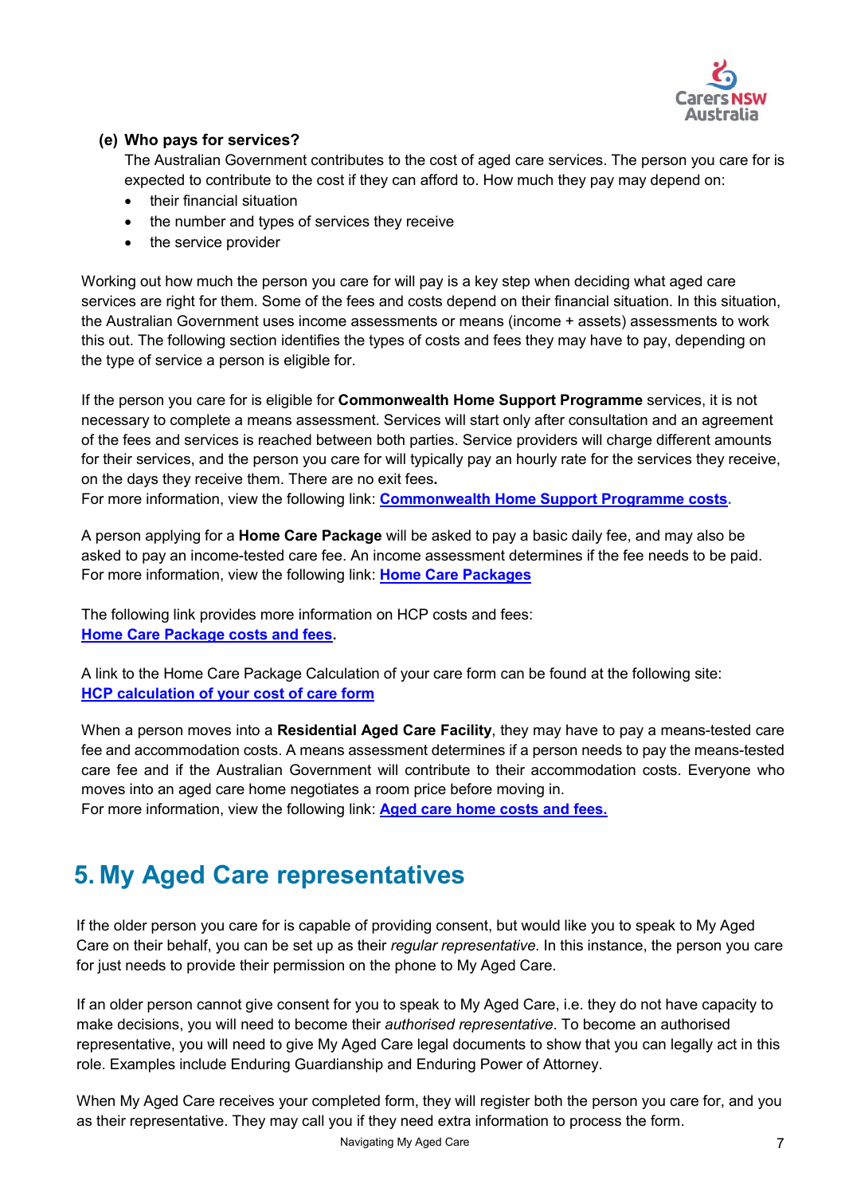### (e) Who pays for services?

The Australian Government contributes to the cost of aged care services. The person you care for is expected to contribute to the cost if they can afford to. How much they pay may depend on:

- their financial situation
- the number and types of services they receive
- the service provider

Working out how much the person you care for will pay is a key step when deciding what aged care services are right for them. Some of the fees and costs depend on their financial situation. In this situation, the Australian Government uses income assessments or means (income + assets) assessments to work this out. The following section identifies the types of costs and fees they may have to pay, depending on the type of service a person is eligible for.

If the person you care for is eligible for **Commonwealth Home Support Programme** services, it is not necessary to complete a means assessment. Services will start only after consultation and an agreement of the fees and services is reached between both parties. Service providers will charge different amounts for their services, and the person you care for will typically pay an hourly rate for the services they receive, on the days they receive them. There are no exit fees.
For more information, view the following link: **Commonwealth Home Support Programme costs**.

A person applying for a **Home Care Package** will be asked to pay a basic daily fee, and may also be asked to pay an income-tested care fee. An income assessment determines if the fee needs to be paid. For more information, view the following link: **Home Care Packages**

The following link provides more information on HCP costs and fees:
**Home Care Package costs and fees**.

A link to the Home Care Package Calculation of your care form can be found at the following site:
**HCP calculation of your cost of care form**

When a person moves into a **Residential Aged Care Facility**, they may have to pay a means-tested care fee and accommodation costs. A means assessment determines if a person needs to pay the means-tested care fee and if the Australian Government will contribute to their accommodation costs. Everyone who moves into an aged care home negotiates a room price before moving in.
For more information, view the following link: **Aged care home costs and fees.**

# 5. My Aged Care representatives

If the older person you care for is capable of providing consent, but would like you to speak to My Aged Care on their behalf, you can be set up as their *regular representative*. In this instance, the person you care for just needs to provide their permission on the phone to My Aged Care.

If an older person cannot give consent for you to speak to My Aged Care, i.e. they do not have capacity to make decisions, you will need to become their *authorised representative*. To become an authorised representative, you will need to give My Aged Care legal documents to show that you can legally act in this role. Examples include Enduring Guardianship and Enduring Power of Attorney.

When My Aged Care receives your completed form, they will register both the person you care for, and you as their representative. They may call you if they need extra information to process the form.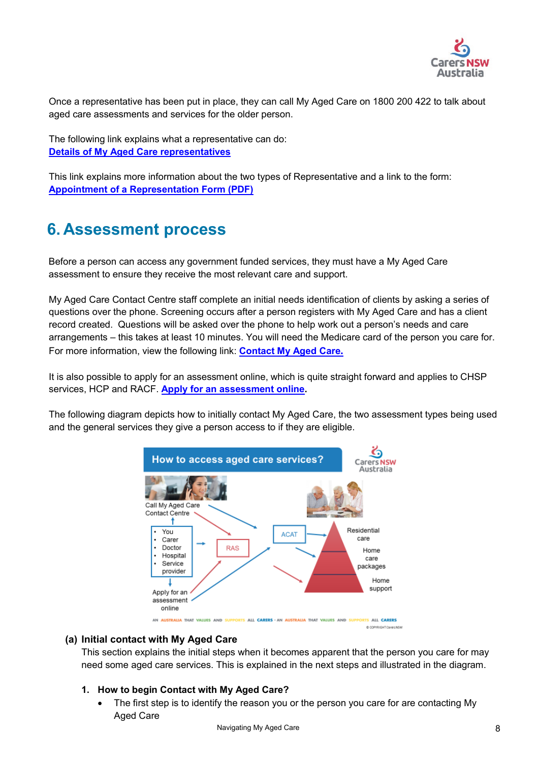Once a representative has been put in place, they can call My Aged Care on 1800 200 422 to talk about aged care assessments and services for the older person.

The following link explains what a representative can do:
**Details of My Aged Care representatives**

This link explains more information about the two types of Representative and a link to the form:
**Appointment of a Representation Form (PDF)**

## 6. Assessment process

Before a person can access any government funded services, they must have a My Aged Care assessment to ensure they receive the most relevant care and support.

My Aged Care Contact Centre staff complete an initial needs identification of clients by asking a series of questions over the phone. Screening occurs after a person registers with My Aged Care and has a client record created. Questions will be asked over the phone to help work out a person's needs and care arrangements – this takes at least 10 minutes. You will need the Medicare card of the person you care for. For more information, view the following link: **Contact My Aged Care.**

It is also possible to apply for an assessment online, which is quite straight forward and applies to CHSP services, HCP and RACF. **Apply for an assessment online.**

The following diagram depicts how to initially contact My Aged Care, the two assessment types being used and the general services they give a person access to if they are eligible.

### (a) Initial contact with My Aged Care

This section explains the initial steps when it becomes apparent that the person you care for may need some aged care services. This is explained in the next steps and illustrated in the diagram.

1. **How to begin Contact with My Aged Care?**
   - The first step is to identify the reason you or the person you care for are contacting My Aged Care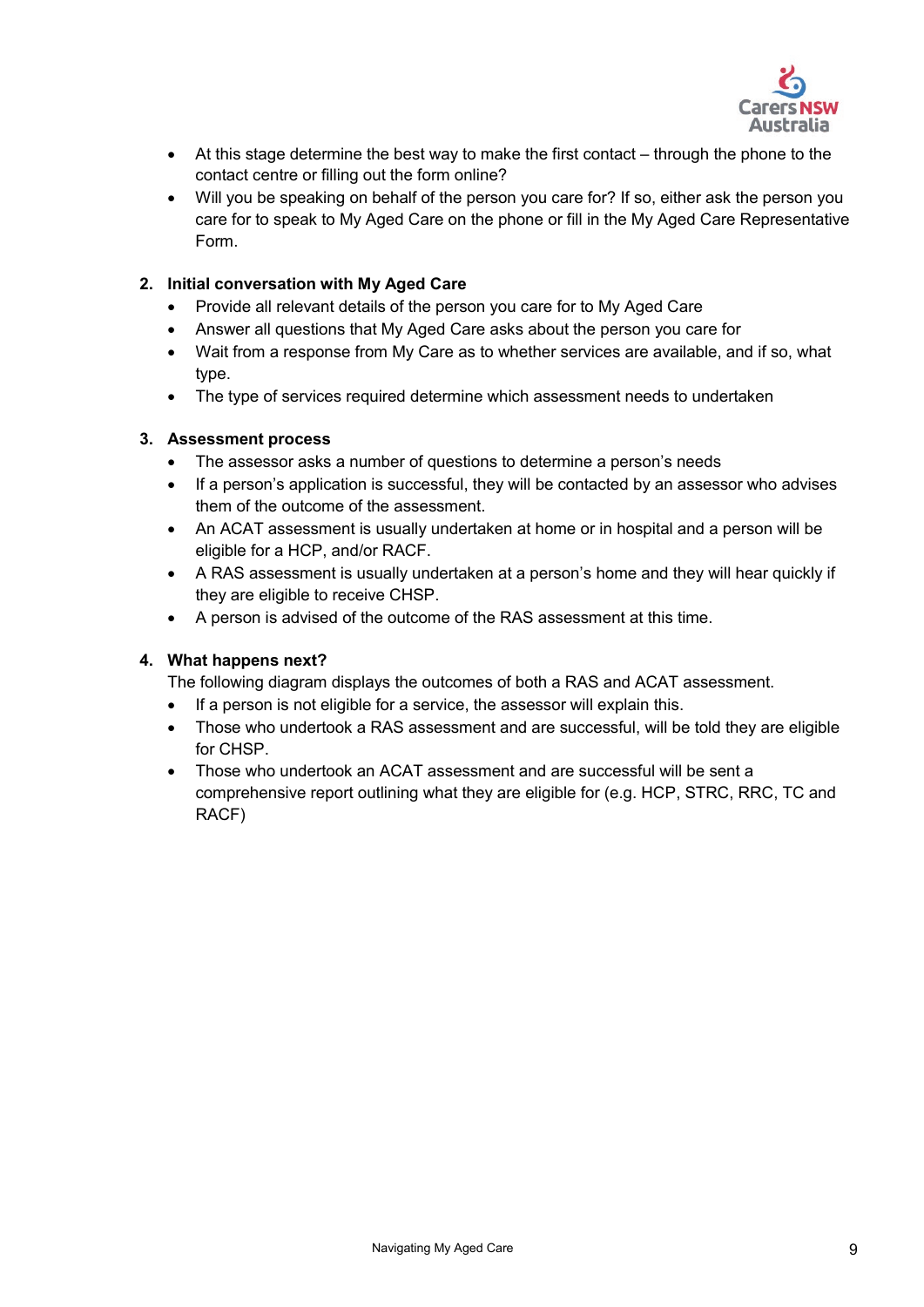- At this stage determine the best way to make the first contact – through the phone to the contact centre or filling out the form online?
- Will you be speaking on behalf of the person you care for? If so, either ask the person you care for to speak to My Aged Care on the phone or fill in the My Aged Care Representative Form.

2. **Initial conversation with My Aged Care**
   - Provide all relevant details of the person you care for to My Aged Care
   - Answer all questions that My Aged Care asks about the person you care for
   - Wait from a response from My Care as to whether services are available, and if so, what type.
   - The type of services required determine which assessment needs to undertaken

3. **Assessment process**
   - The assessor asks a number of questions to determine a person's needs
   - If a person's application is successful, they will be contacted by an assessor who advises them of the outcome of the assessment.
   - An ACAT assessment is usually undertaken at home or in hospital and a person will be eligible for a HCP, and/or RACF.
   - A RAS assessment is usually undertaken at a person's home and they will hear quickly if they are eligible to receive CHSP.
   - A person is advised of the outcome of the RAS assessment at this time.

4. **What happens next?**

   The following diagram displays the outcomes of both a RAS and ACAT assessment.
   - If a person is not eligible for a service, the assessor will explain this.
   - Those who undertook a RAS assessment and are successful, will be told they are eligible for CHSP.
   - Those who undertook an ACAT assessment and are successful will be sent a comprehensive report outlining what they are eligible for (e.g. HCP, STRC, RRC, TC and RACF)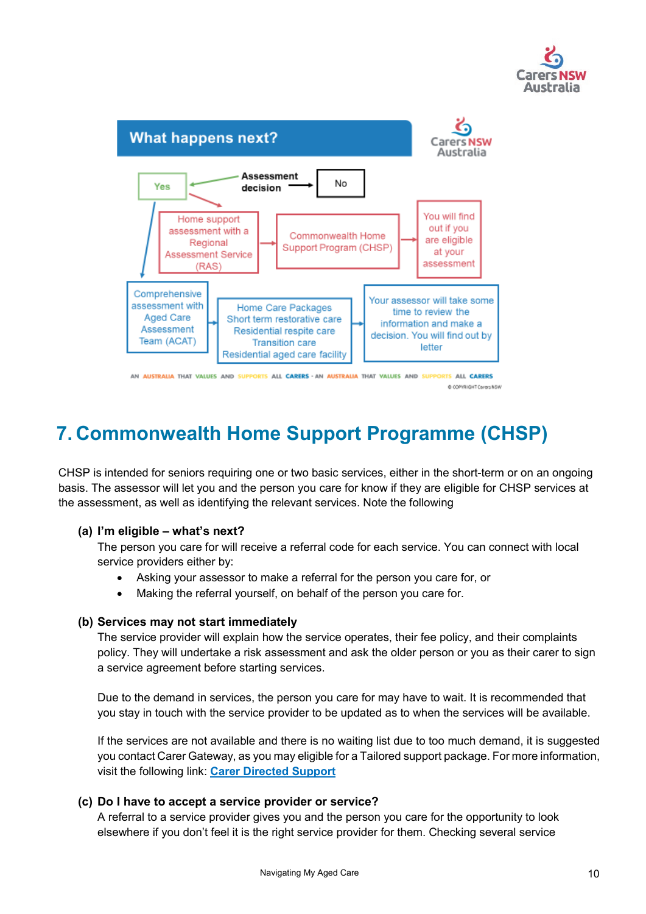## What happens next?

Assessment decision → Yes / No

- Yes → Home support assessment with a Regional Assessment Service (RAS) → Commonwealth Home Support Program (CHSP) → You will find out if you are eligible at your assessment
- Yes → Comprehensive assessment with Aged Care Assessment Team (ACAT) → Home Care Packages, Short term restorative care, Residential respite care, Transition care, Residential aged care facility → Your assessor will take some time to review the information and make a decision. You will find out by letter

AN AUSTRALIA THAT VALUES AND SUPPORTS ALL CARERS • AN AUSTRALIA THAT VALUES AND SUPPORTS ALL CARERS

© COPYRIGHT Carers NSW

# 7. Commonwealth Home Support Programme (CHSP)

CHSP is intended for seniors requiring one or two basic services, either in the short-term or on an ongoing basis. The assessor will let you and the person you care for know if they are eligible for CHSP services at the assessment, as well as identifying the relevant services. Note the following

**(a) I'm eligible – what's next?**

The person you care for will receive a referral code for each service. You can connect with local service providers either by:

- Asking your assessor to make a referral for the person you care for, or
- Making the referral yourself, on behalf of the person you care for.

**(b) Services may not start immediately**

The service provider will explain how the service operates, their fee policy, and their complaints policy. They will undertake a risk assessment and ask the older person or you as their carer to sign a service agreement before starting services.

Due to the demand in services, the person you care for may have to wait. It is recommended that you stay in touch with the service provider to be updated as to when the services will be available.

If the services are not available and there is no waiting list due to too much demand, it is suggested you contact Carer Gateway, as you may eligible for a Tailored support package. For more information, visit the following link: [Carer Directed Support]

**(c) Do I have to accept a service provider or service?**

A referral to a service provider gives you and the person you care for the opportunity to look elsewhere if you don't feel it is the right service provider for them. Checking several service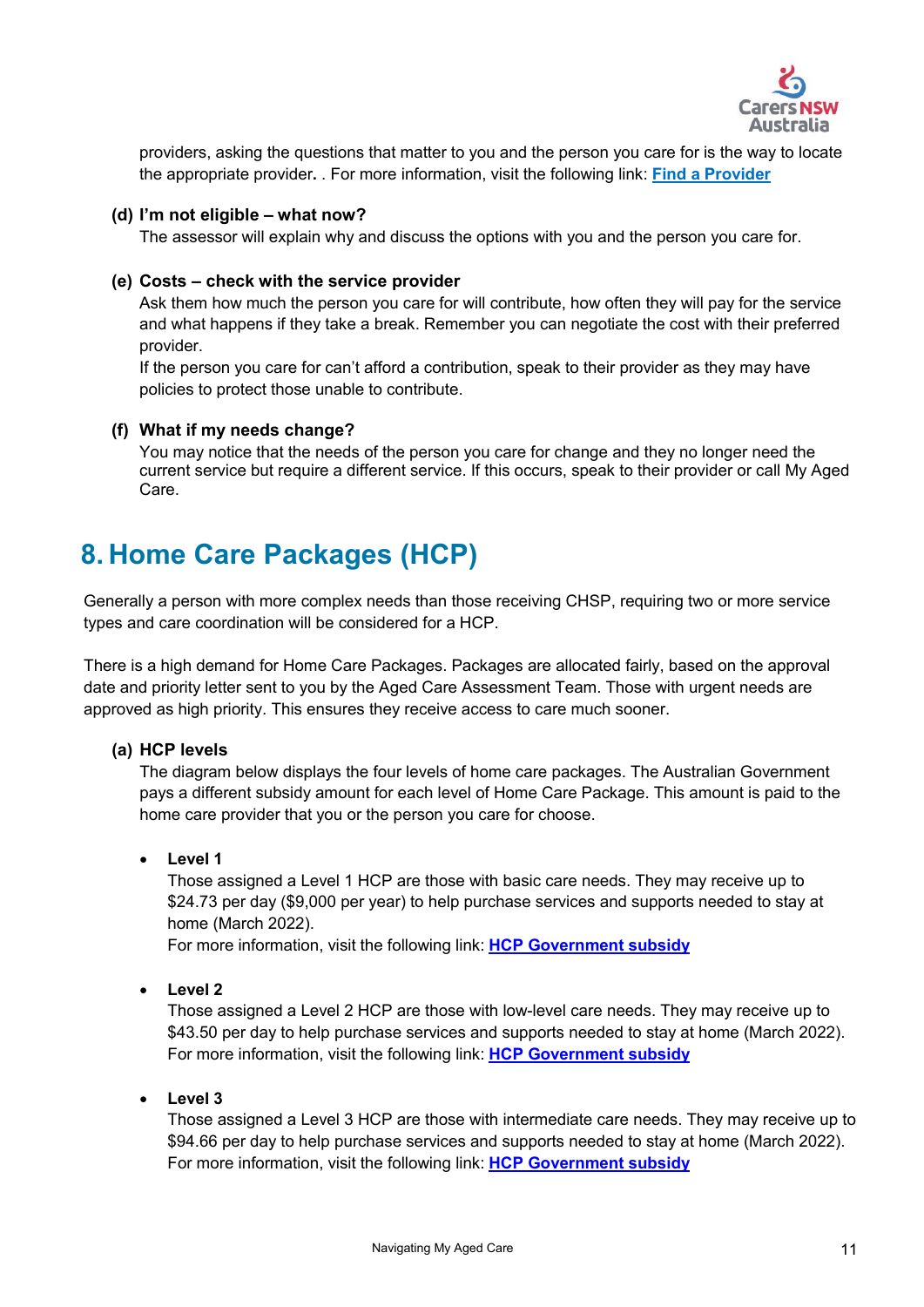providers, asking the questions that matter to you and the person you care for is the way to locate the appropriate provider. . For more information, visit the following link: **Find a Provider**

**(d) I'm not eligible – what now?**

The assessor will explain why and discuss the options with you and the person you care for.

**(e) Costs – check with the service provider**

Ask them how much the person you care for will contribute, how often they will pay for the service and what happens if they take a break. Remember you can negotiate the cost with their preferred provider.

If the person you care for can't afford a contribution, speak to their provider as they may have policies to protect those unable to contribute.

**(f) What if my needs change?**

You may notice that the needs of the person you care for change and they no longer need the current service but require a different service. If this occurs, speak to their provider or call My Aged Care.

# 8. Home Care Packages (HCP)

Generally a person with more complex needs than those receiving CHSP, requiring two or more service types and care coordination will be considered for a HCP.

There is a high demand for Home Care Packages. Packages are allocated fairly, based on the approval date and priority letter sent to you by the Aged Care Assessment Team. Those with urgent needs are approved as high priority. This ensures they receive access to care much sooner.

**(a) HCP levels**

The diagram below displays the four levels of home care packages. The Australian Government pays a different subsidy amount for each level of Home Care Package. This amount is paid to the home care provider that you or the person you care for choose.

- **Level 1**
  Those assigned a Level 1 HCP are those with basic care needs. They may receive up to $24.73 per day ($9,000 per year) to help purchase services and supports needed to stay at home (March 2022).
  For more information, visit the following link: **HCP Government subsidy**

- **Level 2**
  Those assigned a Level 2 HCP are those with low-level care needs. They may receive up to $43.50 per day to help purchase services and supports needed to stay at home (March 2022).
  For more information, visit the following link: **HCP Government subsidy**

- **Level 3**
  Those assigned a Level 3 HCP are those with intermediate care needs. They may receive up to $94.66 per day to help purchase services and supports needed to stay at home (March 2022).
  For more information, visit the following link: **HCP Government subsidy**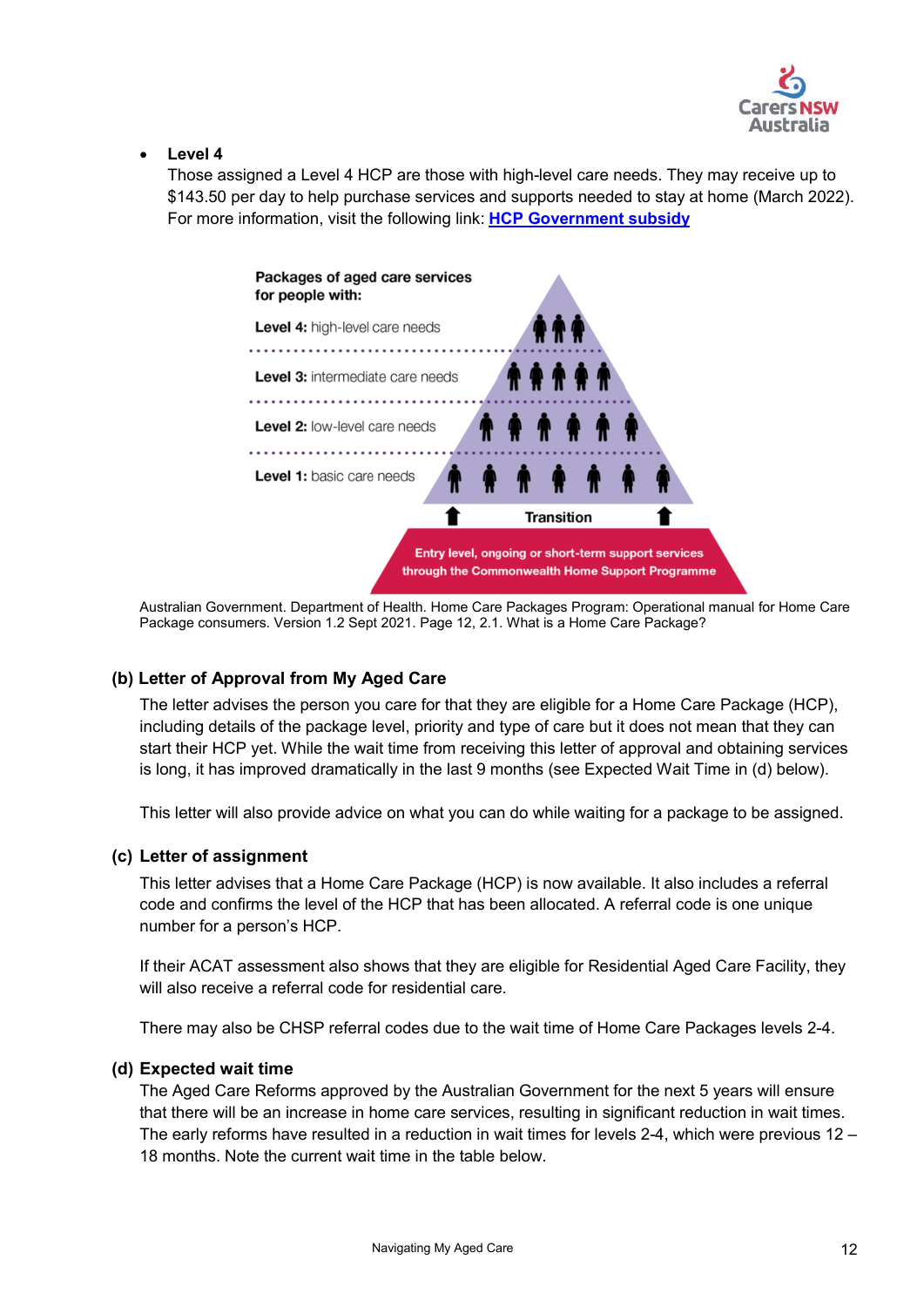- **Level 4**
  Those assigned a Level 4 HCP are those with high-level care needs. They may receive up to $143.50 per day to help purchase services and supports needed to stay at home (March 2022). For more information, visit the following link: **HCP Government subsidy**

**Packages of aged care services for people with:**

**Level 4:** high-level care needs

**Level 3:** intermediate care needs

**Level 2:** low-level care needs

**Level 1:** basic care needs

**Transition**

**Entry level, ongoing or short-term support services through the Commonwealth Home Support Programme**

Australian Government. Department of Health. Home Care Packages Program: Operational manual for Home Care Package consumers. Version 1.2 Sept 2021. Page 12, 2.1. What is a Home Care Package?

### (b) Letter of Approval from My Aged Care

The letter advises the person you care for that they are eligible for a Home Care Package (HCP), including details of the package level, priority and type of care but it does not mean that they can start their HCP yet. While the wait time from receiving this letter of approval and obtaining services is long, it has improved dramatically in the last 9 months (see Expected Wait Time in (d) below).

This letter will also provide advice on what you can do while waiting for a package to be assigned.

### (c) Letter of assignment

This letter advises that a Home Care Package (HCP) is now available. It also includes a referral code and confirms the level of the HCP that has been allocated. A referral code is one unique number for a person's HCP.

If their ACAT assessment also shows that they are eligible for Residential Aged Care Facility, they will also receive a referral code for residential care.

There may also be CHSP referral codes due to the wait time of Home Care Packages levels 2-4.

### (d) Expected wait time

The Aged Care Reforms approved by the Australian Government for the next 5 years will ensure that there will be an increase in home care services, resulting in significant reduction in wait times. The early reforms have resulted in a reduction in wait times for levels 2-4, which were previous 12 – 18 months. Note the current wait time in the table below.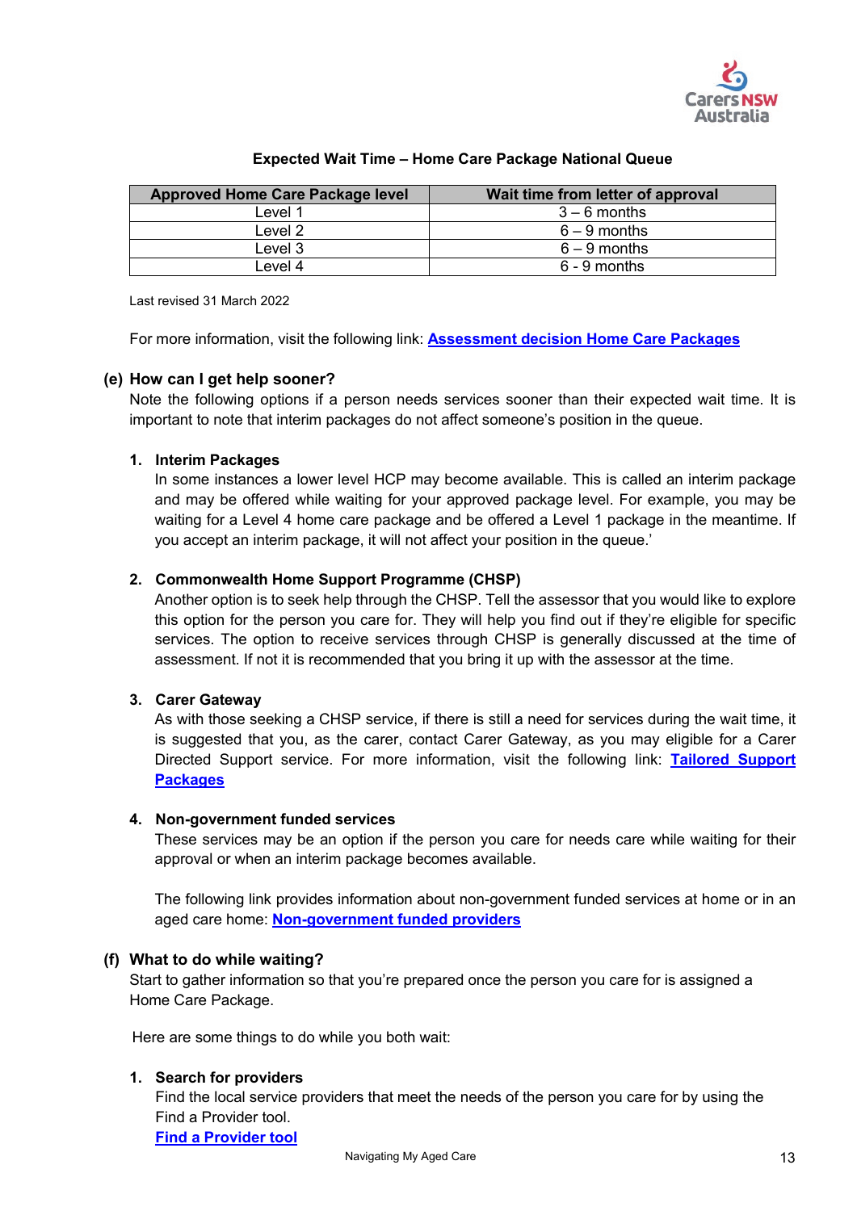**Expected Wait Time – Home Care Package National Queue**

| Approved Home Care Package level | Wait time from letter of approval |
| --- | --- |
| Level 1 | 3 – 6 months |
| Level 2 | 6 – 9 months |
| Level 3 | 6 – 9 months |
| Level 4 | 6 - 9 months |

Last revised 31 March 2022

For more information, visit the following link: **Assessment decision Home Care Packages**

### (e) How can I get help sooner?

Note the following options if a person needs services sooner than their expected wait time. It is important to note that interim packages do not affect someone's position in the queue.

1. **Interim Packages**
   In some instances a lower level HCP may become available. This is called an interim package and may be offered while waiting for your approved package level. For example, you may be waiting for a Level 4 home care package and be offered a Level 1 package in the meantime. If you accept an interim package, it will not affect your position in the queue.'

2. **Commonwealth Home Support Programme (CHSP)**
   Another option is to seek help through the CHSP. Tell the assessor that you would like to explore this option for the person you care for. They will help you find out if they're eligible for specific services. The option to receive services through CHSP is generally discussed at the time of assessment. If not it is recommended that you bring it up with the assessor at the time.

3. **Carer Gateway**
   As with those seeking a CHSP service, if there is still a need for services during the wait time, it is suggested that you, as the carer, contact Carer Gateway, as you may eligible for a Carer Directed Support service. For more information, visit the following link: **Tailored Support Packages**

4. **Non-government funded services**
   These services may be an option if the person you care for needs care while waiting for their approval or when an interim package becomes available.

   The following link provides information about non-government funded services at home or in an aged care home: **Non-government funded providers**

### (f) What to do while waiting?

Start to gather information so that you're prepared once the person you care for is assigned a Home Care Package.

Here are some things to do while you both wait:

1. **Search for providers**
   Find the local service providers that meet the needs of the person you care for by using the Find a Provider tool.
   **Find a Provider tool**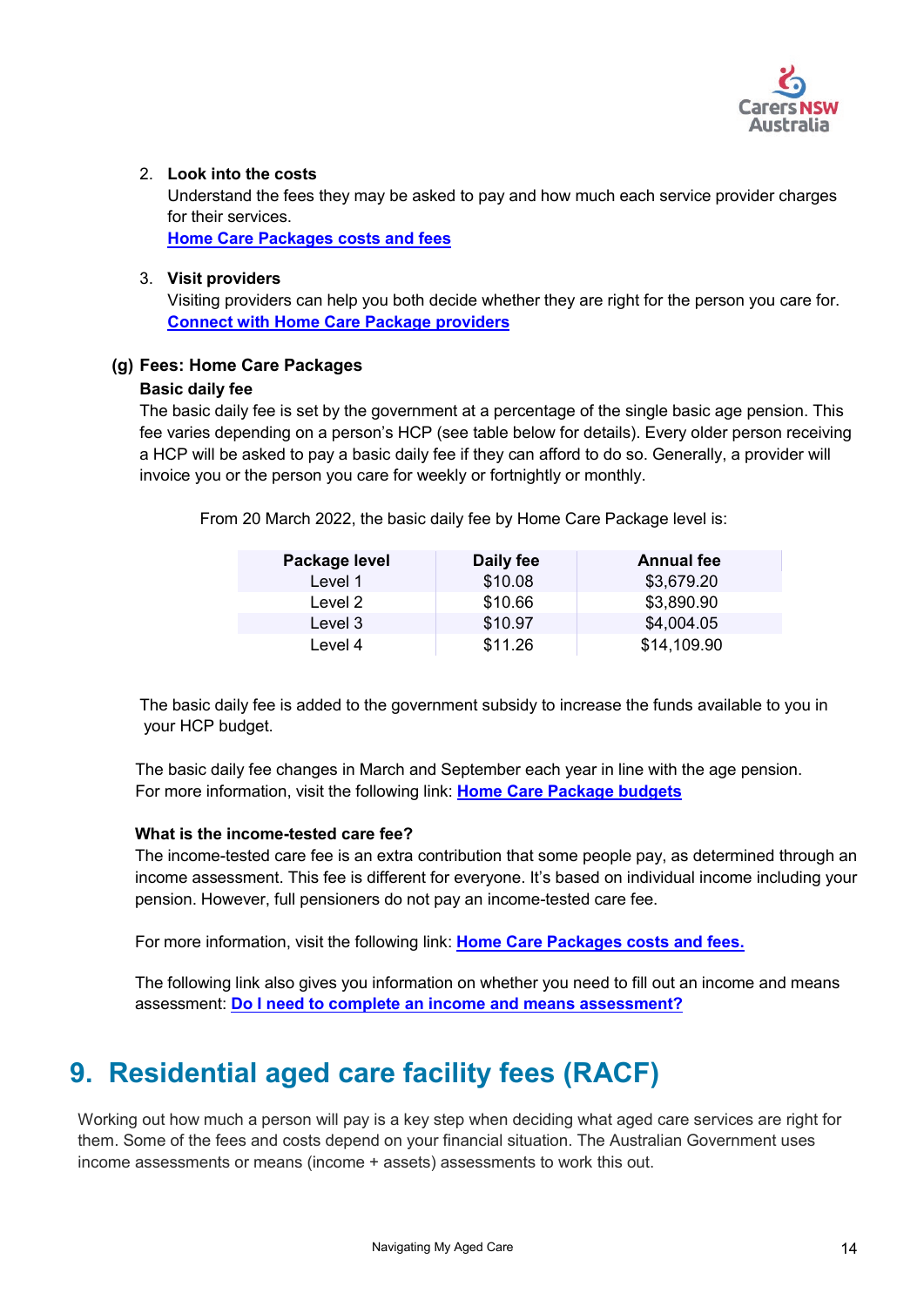2. **Look into the costs**
   Understand the fees they may be asked to pay and how much each service provider charges for their services.
   **Home Care Packages costs and fees**

3. **Visit providers**
   Visiting providers can help you both decide whether they are right for the person you care for.
   **Connect with Home Care Package providers**

### (g) Fees: Home Care Packages

**Basic daily fee**

The basic daily fee is set by the government at a percentage of the single basic age pension. This fee varies depending on a person's HCP (see table below for details). Every older person receiving a HCP will be asked to pay a basic daily fee if they can afford to do so. Generally, a provider will invoice you or the person you care for weekly or fortnightly or monthly.

From 20 March 2022, the basic daily fee by Home Care Package level is:

| Package level | Daily fee | Annual fee |
|---|---|---|
| Level 1 | $10.08 | $3,679.20 |
| Level 2 | $10.66 | $3,890.90 |
| Level 3 | $10.97 | $4,004.05 |
| Level 4 | $11.26 | $14,109.90 |

The basic daily fee is added to the government subsidy to increase the funds available to you in your HCP budget.

The basic daily fee changes in March and September each year in line with the age pension. For more information, visit the following link: **Home Care Package budgets**

**What is the income-tested care fee?**

The income-tested care fee is an extra contribution that some people pay, as determined through an income assessment. This fee is different for everyone. It's based on individual income including your pension. However, full pensioners do not pay an income-tested care fee.

For more information, visit the following link: **Home Care Packages costs and fees.**

The following link also gives you information on whether you need to fill out an income and means assessment: **Do I need to complete an income and means assessment?**

## 9. Residential aged care facility fees (RACF)

Working out how much a person will pay is a key step when deciding what aged care services are right for them. Some of the fees and costs depend on your financial situation. The Australian Government uses income assessments or means (income + assets) assessments to work this out.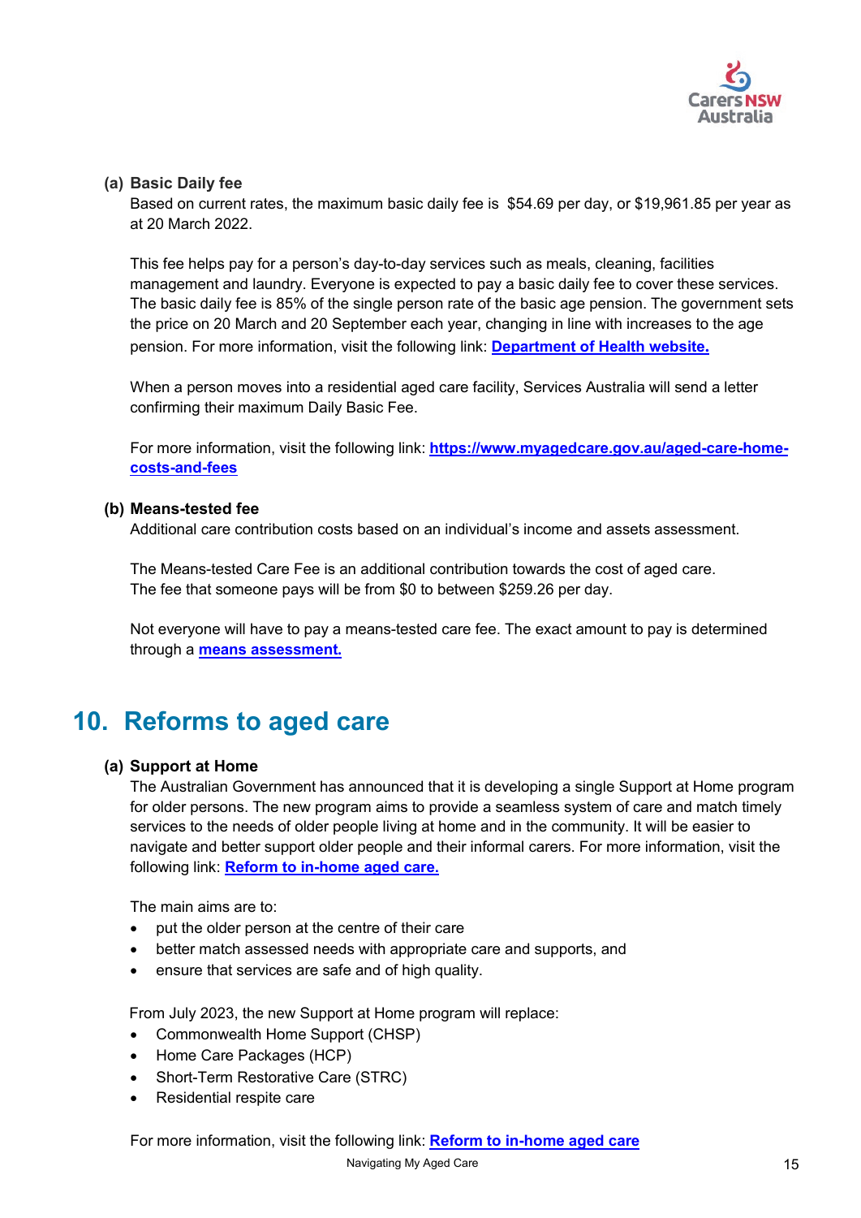**(a) Basic Daily fee**

Based on current rates, the maximum basic daily fee is $54.69 per day, or $19,961.85 per year as at 20 March 2022.

This fee helps pay for a person's day-to-day services such as meals, cleaning, facilities management and laundry. Everyone is expected to pay a basic daily fee to cover these services. The basic daily fee is 85% of the single person rate of the basic age pension. The government sets the price on 20 March and 20 September each year, changing in line with increases to the age pension. For more information, visit the following link: **Department of Health website.**

When a person moves into a residential aged care facility, Services Australia will send a letter confirming their maximum Daily Basic Fee.

For more information, visit the following link: **https://www.myagedcare.gov.au/aged-care-home-costs-and-fees**

**(b) Means-tested fee**

Additional care contribution costs based on an individual's income and assets assessment.

The Means-tested Care Fee is an additional contribution towards the cost of aged care. The fee that someone pays will be from $0 to between $259.26 per day.

Not everyone will have to pay a means-tested care fee. The exact amount to pay is determined through a **means assessment.**

# 10. Reforms to aged care

**(a) Support at Home**

The Australian Government has announced that it is developing a single Support at Home program for older persons. The new program aims to provide a seamless system of care and match timely services to the needs of older people living at home and in the community. It will be easier to navigate and better support older people and their informal carers. For more information, visit the following link: **Reform to in-home aged care.**

The main aims are to:

- put the older person at the centre of their care
- better match assessed needs with appropriate care and supports, and
- ensure that services are safe and of high quality.

From July 2023, the new Support at Home program will replace:

- Commonwealth Home Support (CHSP)
- Home Care Packages (HCP)
- Short-Term Restorative Care (STRC)
- Residential respite care

For more information, visit the following link: **Reform to in-home aged care**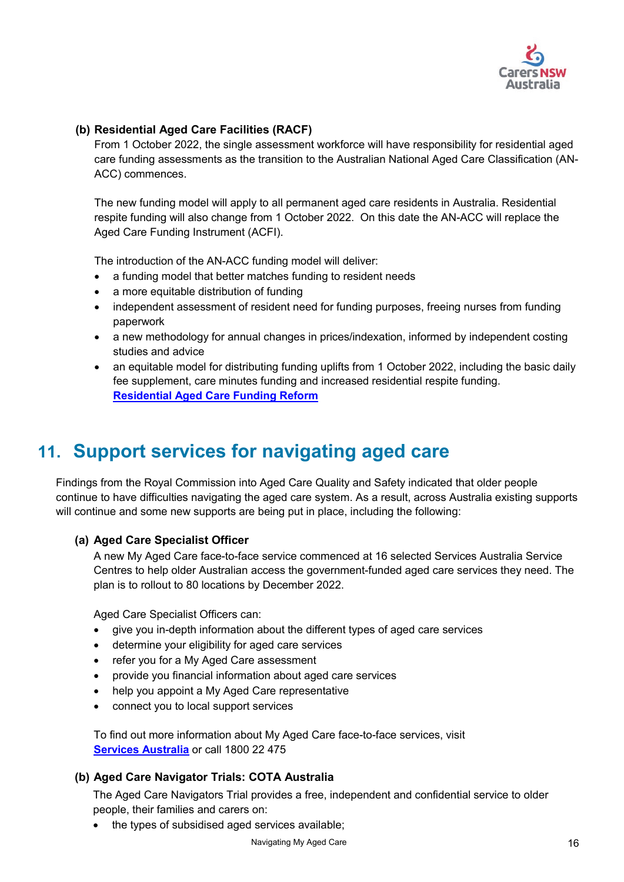**(b) Residential Aged Care Facilities (RACF)**

From 1 October 2022, the single assessment workforce will have responsibility for residential aged care funding assessments as the transition to the Australian National Aged Care Classification (AN-ACC) commences.

The new funding model will apply to all permanent aged care residents in Australia. Residential respite funding will also change from 1 October 2022. On this date the AN-ACC will replace the Aged Care Funding Instrument (ACFI).

The introduction of the AN-ACC funding model will deliver:

- a funding model that better matches funding to resident needs
- a more equitable distribution of funding
- independent assessment of resident need for funding purposes, freeing nurses from funding paperwork
- a new methodology for annual changes in prices/indexation, informed by independent costing studies and advice
- an equitable model for distributing funding uplifts from 1 October 2022, including the basic daily fee supplement, care minutes funding and increased residential respite funding. **Residential Aged Care Funding Reform**

## 11. Support services for navigating aged care

Findings from the Royal Commission into Aged Care Quality and Safety indicated that older people continue to have difficulties navigating the aged care system. As a result, across Australia existing supports will continue and some new supports are being put in place, including the following:

**(a) Aged Care Specialist Officer**

A new My Aged Care face-to-face service commenced at 16 selected Services Australia Service Centres to help older Australian access the government-funded aged care services they need. The plan is to rollout to 80 locations by December 2022.

Aged Care Specialist Officers can:

- give you in-depth information about the different types of aged care services
- determine your eligibility for aged care services
- refer you for a My Aged Care assessment
- provide you financial information about aged care services
- help you appoint a My Aged Care representative
- connect you to local support services

To find out more information about My Aged Care face-to-face services, visit **Services Australia** or call 1800 22 475

**(b) Aged Care Navigator Trials: COTA Australia**

The Aged Care Navigators Trial provides a free, independent and confidential service to older people, their families and carers on:

- the types of subsidised aged services available;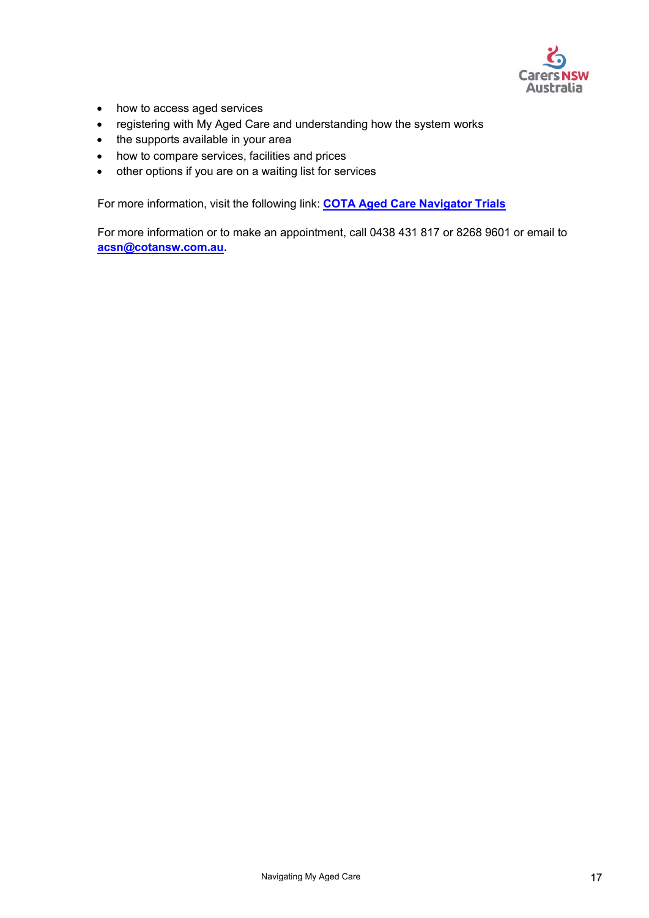- how to access aged services
- registering with My Aged Care and understanding how the system works
- the supports available in your area
- how to compare services, facilities and prices
- other options if you are on a waiting list for services

For more information, visit the following link: **COTA Aged Care Navigator Trials**

For more information or to make an appointment, call 0438 431 817 or 8268 9601 or email to **acsn@cotansw.com.au**.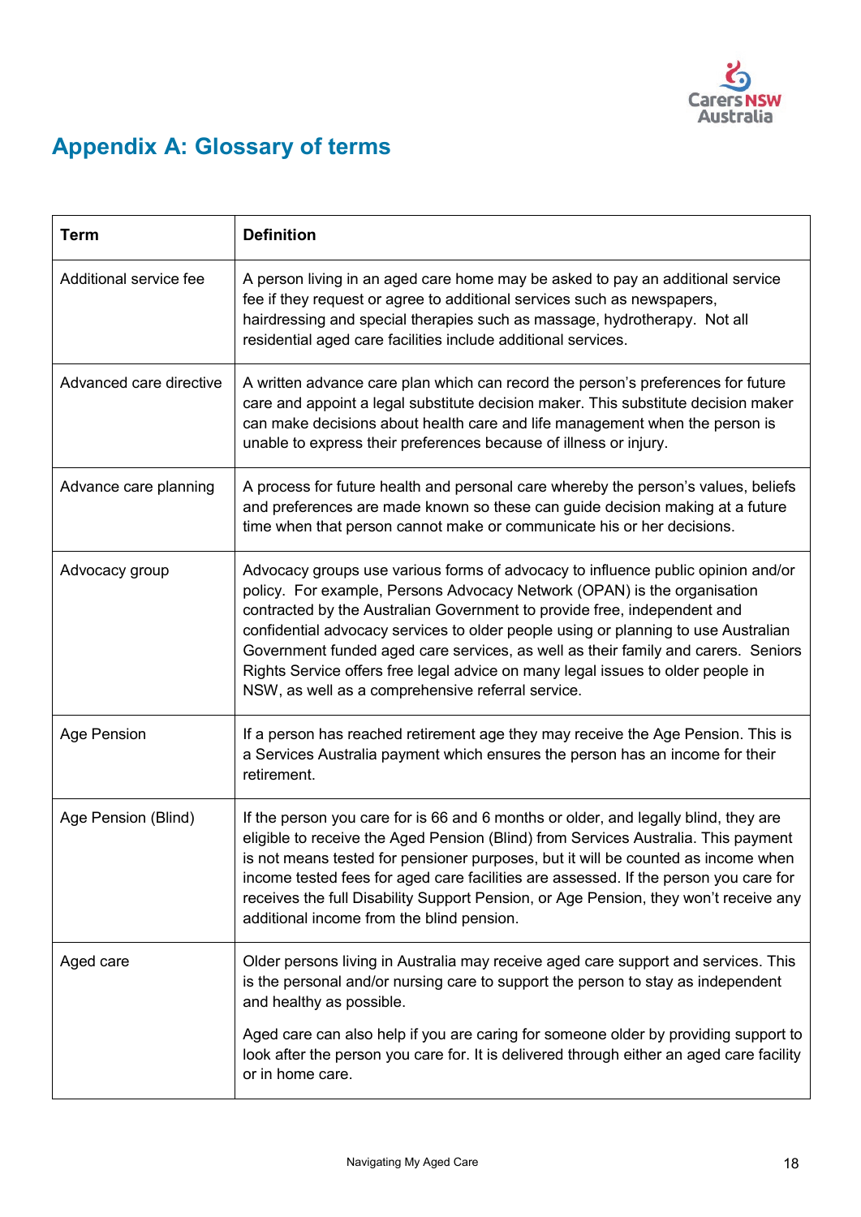## Appendix A: Glossary of terms

| Term | Definition |
| --- | --- |
| Additional service fee | A person living in an aged care home may be asked to pay an additional service fee if they request or agree to additional services such as newspapers, hairdressing and special therapies such as massage, hydrotherapy.  Not all residential aged care facilities include additional services. |
| Advanced care directive | A written advance care plan which can record the person's preferences for future care and appoint a legal substitute decision maker. This substitute decision maker can make decisions about health care and life management when the person is unable to express their preferences because of illness or injury. |
| Advance care planning | A process for future health and personal care whereby the person's values, beliefs and preferences are made known so these can guide decision making at a future time when that person cannot make or communicate his or her decisions. |
| Advocacy group | Advocacy groups use various forms of advocacy to influence public opinion and/or policy.  For example, Persons Advocacy Network (OPAN) is the organisation contracted by the Australian Government to provide free, independent and confidential advocacy services to older people using or planning to use Australian Government funded aged care services, as well as their family and carers.  Seniors Rights Service offers free legal advice on many legal issues to older people in NSW, as well as a comprehensive referral service. |
| Age Pension | If a person has reached retirement age they may receive the Age Pension. This is a Services Australia payment which ensures the person has an income for their retirement. |
| Age Pension (Blind) | If the person you care for is 66 and 6 months or older, and legally blind, they are eligible to receive the Aged Pension (Blind) from Services Australia. This payment is not means tested for pensioner purposes, but it will be counted as income when income tested fees for aged care facilities are assessed. If the person you care for receives the full Disability Support Pension, or Age Pension, they won't receive any additional income from the blind pension. |
| Aged care | Older persons living in Australia may receive aged care support and services. This is the personal and/or nursing care to support the person to stay as independent and healthy as possible.<br><br>Aged care can also help if you are caring for someone older by providing support to look after the person you care for. It is delivered through either an aged care facility or in home care. |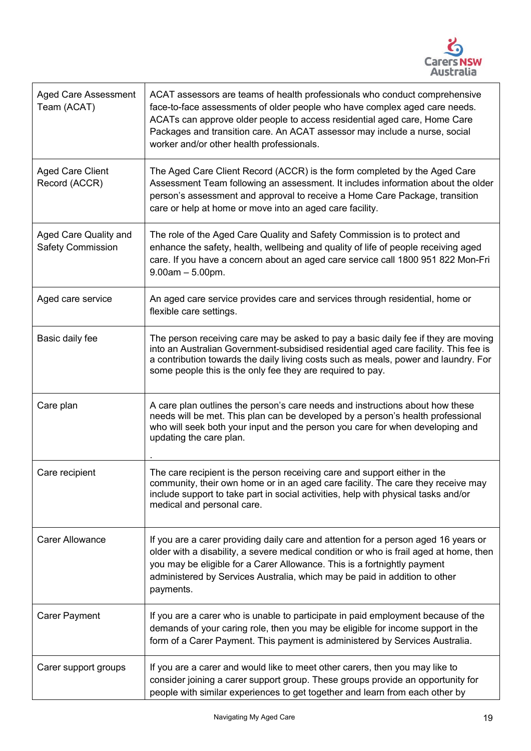| | |
|---|---|
| Aged Care Assessment Team (ACAT) | ACAT assessors are teams of health professionals who conduct comprehensive face-to-face assessments of older people who have complex aged care needs. ACATs can approve older people to access residential aged care, Home Care Packages and transition care. An ACAT assessor may include a nurse, social worker and/or other health professionals. |
| Aged Care Client Record (ACCR) | The Aged Care Client Record (ACCR) is the form completed by the Aged Care Assessment Team following an assessment. It includes information about the older person's assessment and approval to receive a Home Care Package, transition care or help at home or move into an aged care facility. |
| Aged Care Quality and Safety Commission | The role of the Aged Care Quality and Safety Commission is to protect and enhance the safety, health, wellbeing and quality of life of people receiving aged care. If you have a concern about an aged care service call 1800 951 822 Mon-Fri 9.00am – 5.00pm. |
| Aged care service | An aged care service provides care and services through residential, home or flexible care settings. |
| Basic daily fee | The person receiving care may be asked to pay a basic daily fee if they are moving into an Australian Government-subsidised residential aged care facility. This fee is a contribution towards the daily living costs such as meals, power and laundry. For some people this is the only fee they are required to pay. |
| Care plan | A care plan outlines the person's care needs and instructions about how these needs will be met. This plan can be developed by a person's health professional who will seek both your input and the person you care for when developing and updating the care plan. . |
| Care recipient | The care recipient is the person receiving care and support either in the community, their own home or in an aged care facility. The care they receive may include support to take part in social activities, help with physical tasks and/or medical and personal care. |
| Carer Allowance | If you are a carer providing daily care and attention for a person aged 16 years or older with a disability, a severe medical condition or who is frail aged at home, then you may be eligible for a Carer Allowance. This is a fortnightly payment administered by Services Australia, which may be paid in addition to other payments. |
| Carer Payment | If you are a carer who is unable to participate in paid employment because of the demands of your caring role, then you may be eligible for income support in the form of a Carer Payment. This payment is administered by Services Australia. |
| Carer support groups | If you are a carer and would like to meet other carers, then you may like to consider joining a carer support group. These groups provide an opportunity for people with similar experiences to get together and learn from each other by |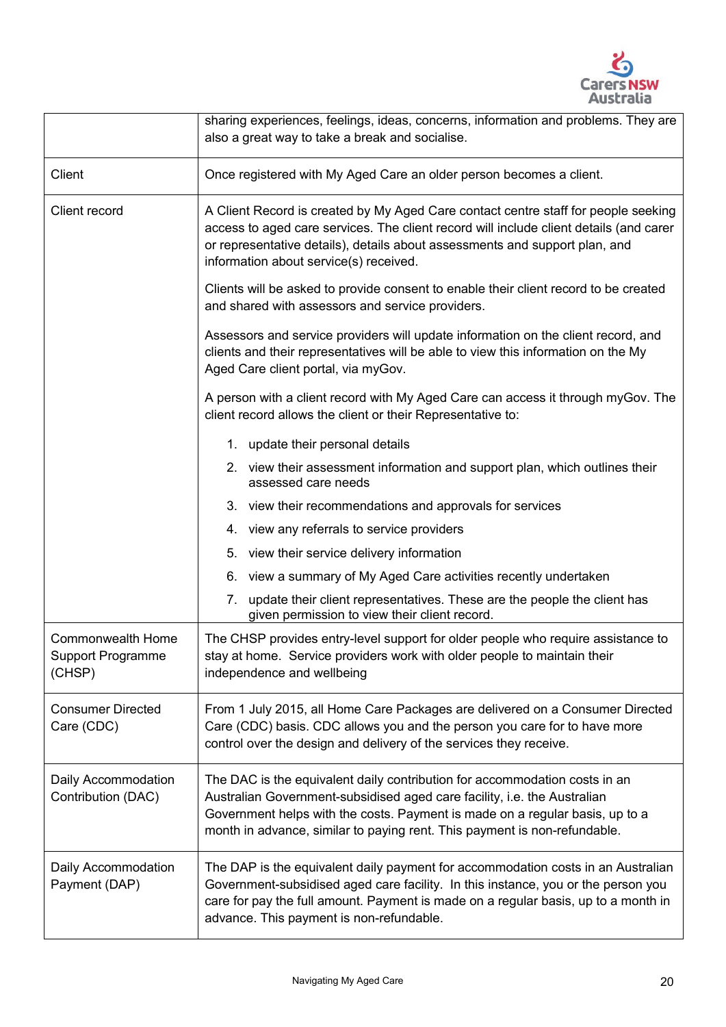| | |
|---|---|
| | sharing experiences, feelings, ideas, concerns, information and problems. They are also a great way to take a break and socialise. |
| Client | Once registered with My Aged Care an older person becomes a client. |
| Client record | A Client Record is created by My Aged Care contact centre staff for people seeking access to aged care services. The client record will include client details (and carer or representative details), details about assessments and support plan, and information about service(s) received.<br><br>Clients will be asked to provide consent to enable their client record to be created and shared with assessors and service providers.<br><br>Assessors and service providers will update information on the client record, and clients and their representatives will be able to view this information on the My Aged Care client portal, via myGov.<br><br>A person with a client record with My Aged Care can access it through myGov. The client record allows the client or their Representative to:<br><br>1. update their personal details<br>2. view their assessment information and support plan, which outlines their assessed care needs<br>3. view their recommendations and approvals for services<br>4. view any referrals to service providers<br>5. view their service delivery information<br>6. view a summary of My Aged Care activities recently undertaken<br>7. update their client representatives. These are the people the client has given permission to view their client record. |
| Commonwealth Home Support Programme (CHSP) | The CHSP provides entry-level support for older people who require assistance to stay at home. Service providers work with older people to maintain their independence and wellbeing |
| Consumer Directed Care (CDC) | From 1 July 2015, all Home Care Packages are delivered on a Consumer Directed Care (CDC) basis. CDC allows you and the person you care for to have more control over the design and delivery of the services they receive. |
| Daily Accommodation Contribution (DAC) | The DAC is the equivalent daily contribution for accommodation costs in an Australian Government-subsidised aged care facility, i.e. the Australian Government helps with the costs. Payment is made on a regular basis, up to a month in advance, similar to paying rent. This payment is non-refundable. |
| Daily Accommodation Payment (DAP) | The DAP is the equivalent daily payment for accommodation costs in an Australian Government-subsidised aged care facility. In this instance, you or the person you care for pay the full amount. Payment is made on a regular basis, up to a month in advance. This payment is non-refundable. |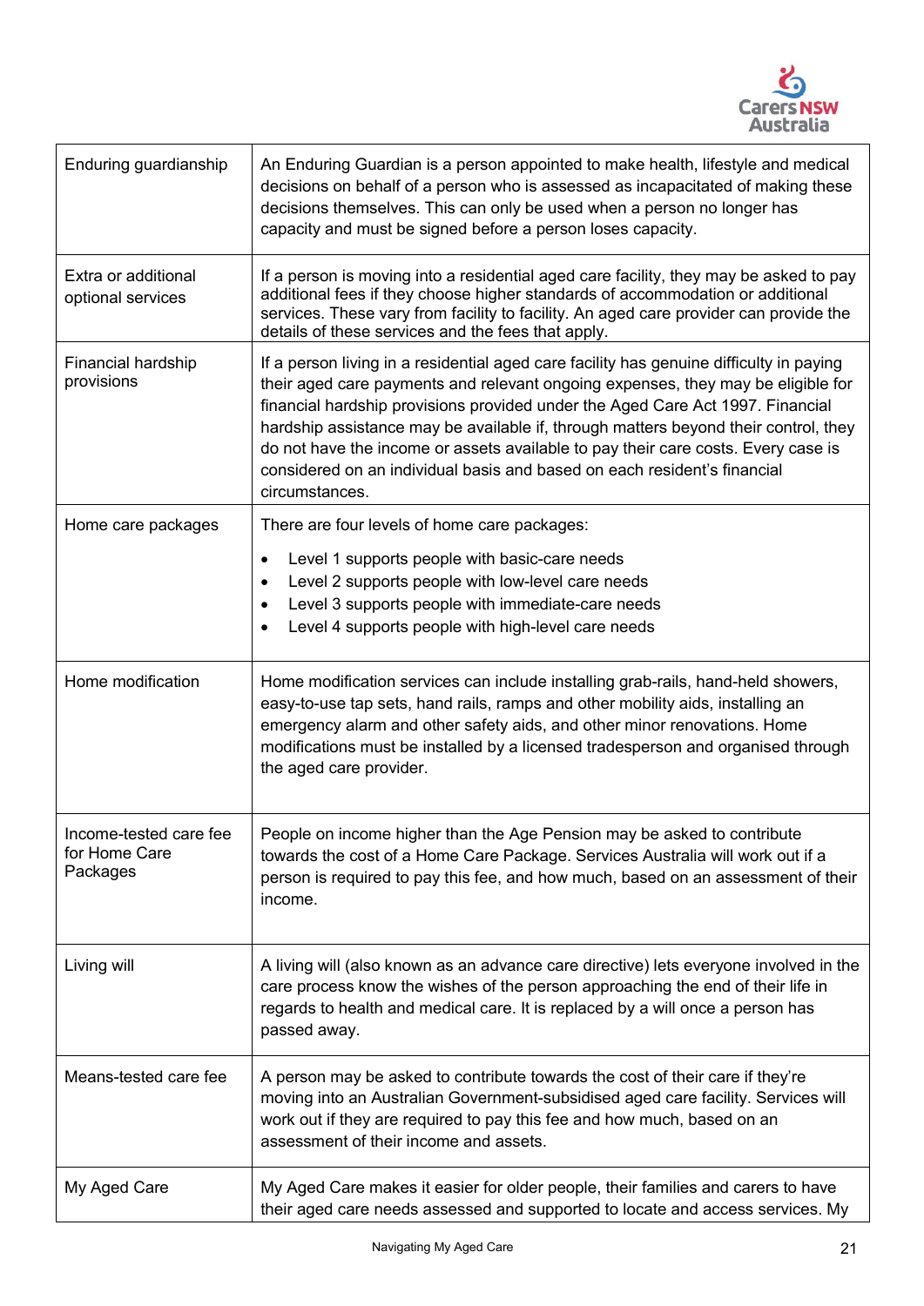| | |
|---|---|
| Enduring guardianship | An Enduring Guardian is a person appointed to make health, lifestyle and medical decisions on behalf of a person who is assessed as incapacitated of making these decisions themselves. This can only be used when a person no longer has capacity and must be signed before a person loses capacity. |
| Extra or additional optional services | If a person is moving into a residential aged care facility, they may be asked to pay additional fees if they choose higher standards of accommodation or additional services. These vary from facility to facility. An aged care provider can provide the details of these services and the fees that apply. |
| Financial hardship provisions | If a person living in a residential aged care facility has genuine difficulty in paying their aged care payments and relevant ongoing expenses, they may be eligible for financial hardship provisions provided under the Aged Care Act 1997. Financial hardship assistance may be available if, through matters beyond their control, they do not have the income or assets available to pay their care costs. Every case is considered on an individual basis and based on each resident's financial circumstances. |
| Home care packages | There are four levels of home care packages:<br>• Level 1 supports people with basic-care needs<br>• Level 2 supports people with low-level care needs<br>• Level 3 supports people with immediate-care needs<br>• Level 4 supports people with high-level care needs |
| Home modification | Home modification services can include installing grab-rails, hand-held showers, easy-to-use tap sets, hand rails, ramps and other mobility aids, installing an emergency alarm and other safety aids, and other minor renovations. Home modifications must be installed by a licensed tradesperson and organised through the aged care provider. |
| Income-tested care fee for Home Care Packages | People on income higher than the Age Pension may be asked to contribute towards the cost of a Home Care Package. Services Australia will work out if a person is required to pay this fee, and how much, based on an assessment of their income. |
| Living will | A living will (also known as an advance care directive) lets everyone involved in the care process know the wishes of the person approaching the end of their life in regards to health and medical care. It is replaced by a will once a person has passed away. |
| Means-tested care fee | A person may be asked to contribute towards the cost of their care if they're moving into an Australian Government-subsidised aged care facility. Services will work out if they are required to pay this fee and how much, based on an assessment of their income and assets. |
| My Aged Care | My Aged Care makes it easier for older people, their families and carers to have their aged care needs assessed and supported to locate and access services. My |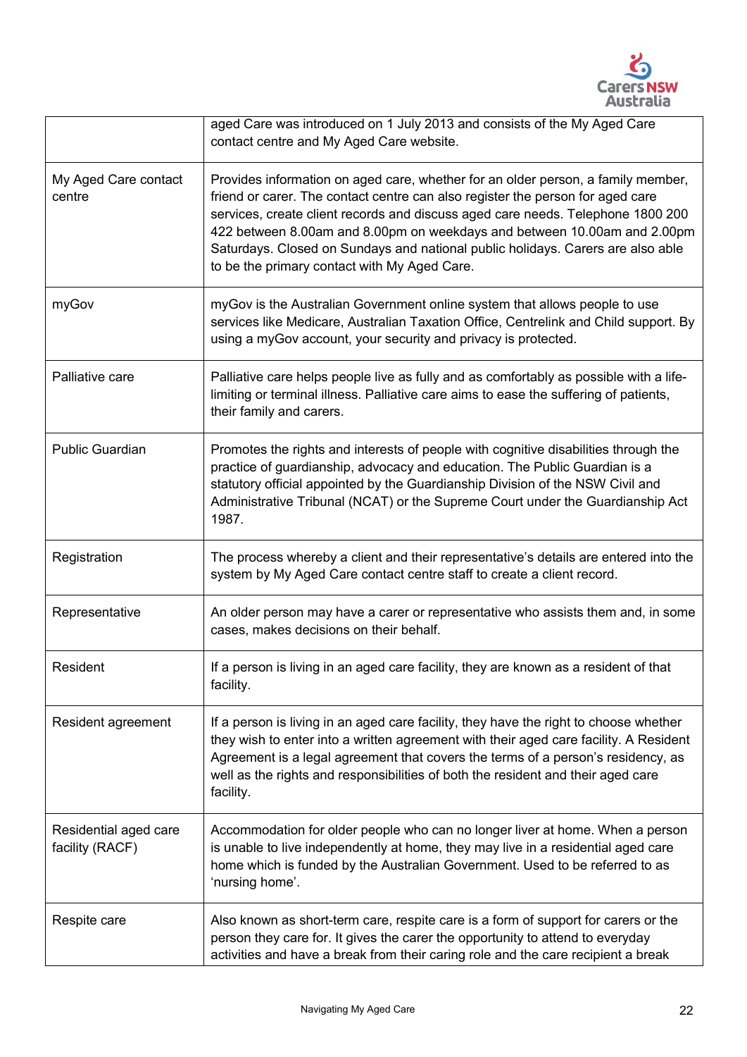| | |
|---|---|
| | aged Care was introduced on 1 July 2013 and consists of the My Aged Care contact centre and My Aged Care website. |
| My Aged Care contact centre | Provides information on aged care, whether for an older person, a family member, friend or carer. The contact centre can also register the person for aged care services, create client records and discuss aged care needs. Telephone 1800 200 422 between 8.00am and 8.00pm on weekdays and between 10.00am and 2.00pm Saturdays. Closed on Sundays and national public holidays. Carers are also able to be the primary contact with My Aged Care. |
| myGov | myGov is the Australian Government online system that allows people to use services like Medicare, Australian Taxation Office, Centrelink and Child support. By using a myGov account, your security and privacy is protected. |
| Palliative care | Palliative care helps people live as fully and as comfortably as possible with a life-limiting or terminal illness. Palliative care aims to ease the suffering of patients, their family and carers. |
| Public Guardian | Promotes the rights and interests of people with cognitive disabilities through the practice of guardianship, advocacy and education. The Public Guardian is a statutory official appointed by the Guardianship Division of the NSW Civil and Administrative Tribunal (NCAT) or the Supreme Court under the Guardianship Act 1987. |
| Registration | The process whereby a client and their representative's details are entered into the system by My Aged Care contact centre staff to create a client record. |
| Representative | An older person may have a carer or representative who assists them and, in some cases, makes decisions on their behalf. |
| Resident | If a person is living in an aged care facility, they are known as a resident of that facility. |
| Resident agreement | If a person is living in an aged care facility, they have the right to choose whether they wish to enter into a written agreement with their aged care facility. A Resident Agreement is a legal agreement that covers the terms of a person's residency, as well as the rights and responsibilities of both the resident and their aged care facility. |
| Residential aged care facility (RACF) | Accommodation for older people who can no longer liver at home. When a person is unable to live independently at home, they may live in a residential aged care home which is funded by the Australian Government. Used to be referred to as 'nursing home'. |
| Respite care | Also known as short-term care, respite care is a form of support for carers or the person they care for. It gives the carer the opportunity to attend to everyday activities and have a break from their caring role and the care recipient a break |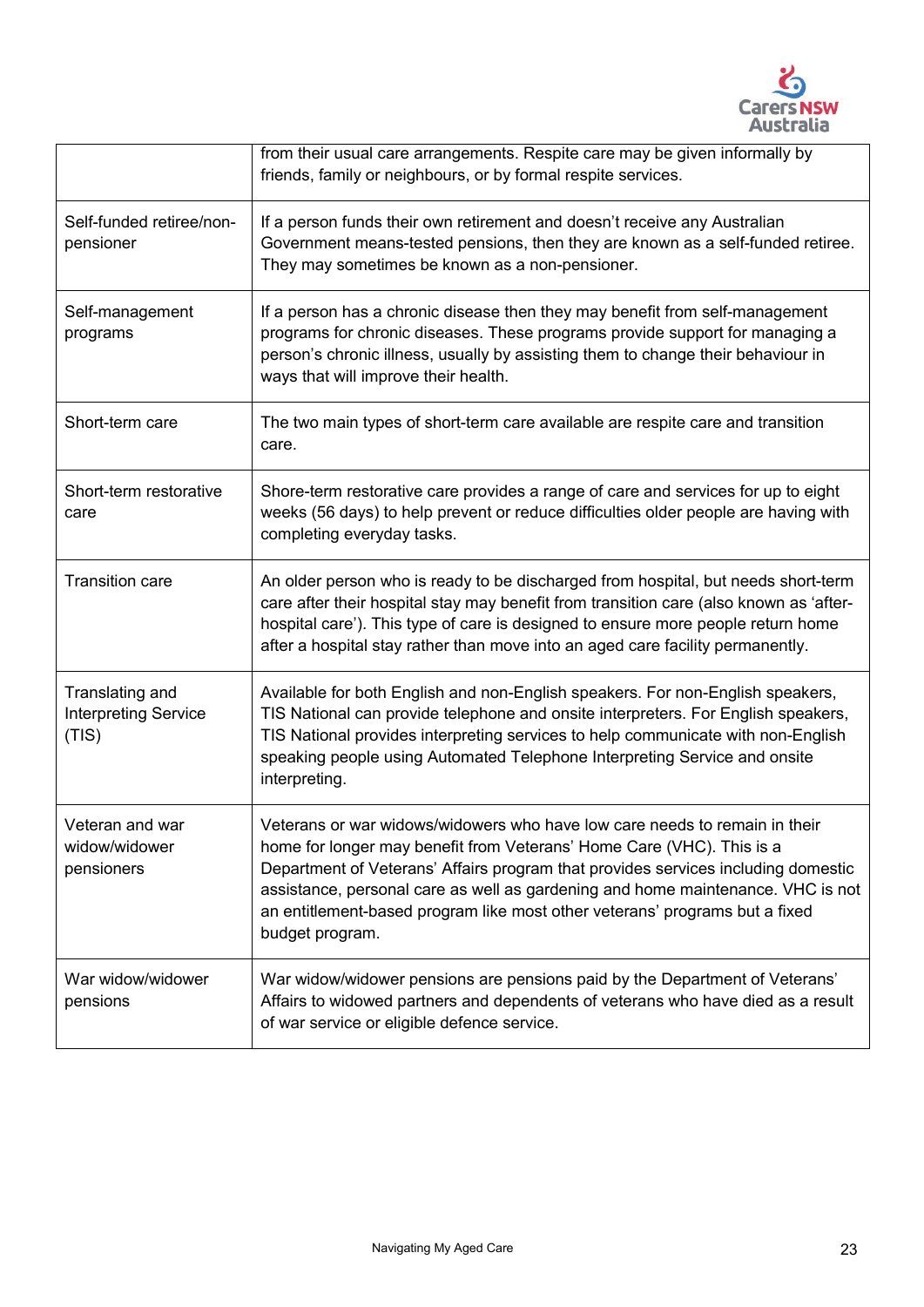| | |
|---|---|
| | from their usual care arrangements. Respite care may be given informally by friends, family or neighbours, or by formal respite services. |
| Self-funded retiree/non-pensioner | If a person funds their own retirement and doesn't receive any Australian Government means-tested pensions, then they are known as a self-funded retiree. They may sometimes be known as a non-pensioner. |
| Self-management programs | If a person has a chronic disease then they may benefit from self-management programs for chronic diseases. These programs provide support for managing a person's chronic illness, usually by assisting them to change their behaviour in ways that will improve their health. |
| Short-term care | The two main types of short-term care available are respite care and transition care. |
| Short-term restorative care | Shore-term restorative care provides a range of care and services for up to eight weeks (56 days) to help prevent or reduce difficulties older people are having with completing everyday tasks. |
| Transition care | An older person who is ready to be discharged from hospital, but needs short-term care after their hospital stay may benefit from transition care (also known as 'after-hospital care'). This type of care is designed to ensure more people return home after a hospital stay rather than move into an aged care facility permanently. |
| Translating and Interpreting Service (TIS) | Available for both English and non-English speakers. For non-English speakers, TIS National can provide telephone and onsite interpreters. For English speakers, TIS National provides interpreting services to help communicate with non-English speaking people using Automated Telephone Interpreting Service and onsite interpreting. |
| Veteran and war widow/widower pensioners | Veterans or war widows/widowers who have low care needs to remain in their home for longer may benefit from Veterans' Home Care (VHC). This is a Department of Veterans' Affairs program that provides services including domestic assistance, personal care as well as gardening and home maintenance. VHC is not an entitlement-based program like most other veterans' programs but a fixed budget program. |
| War widow/widower pensions | War widow/widower pensions are pensions paid by the Department of Veterans' Affairs to widowed partners and dependents of veterans who have died as a result of war service or eligible defence service. |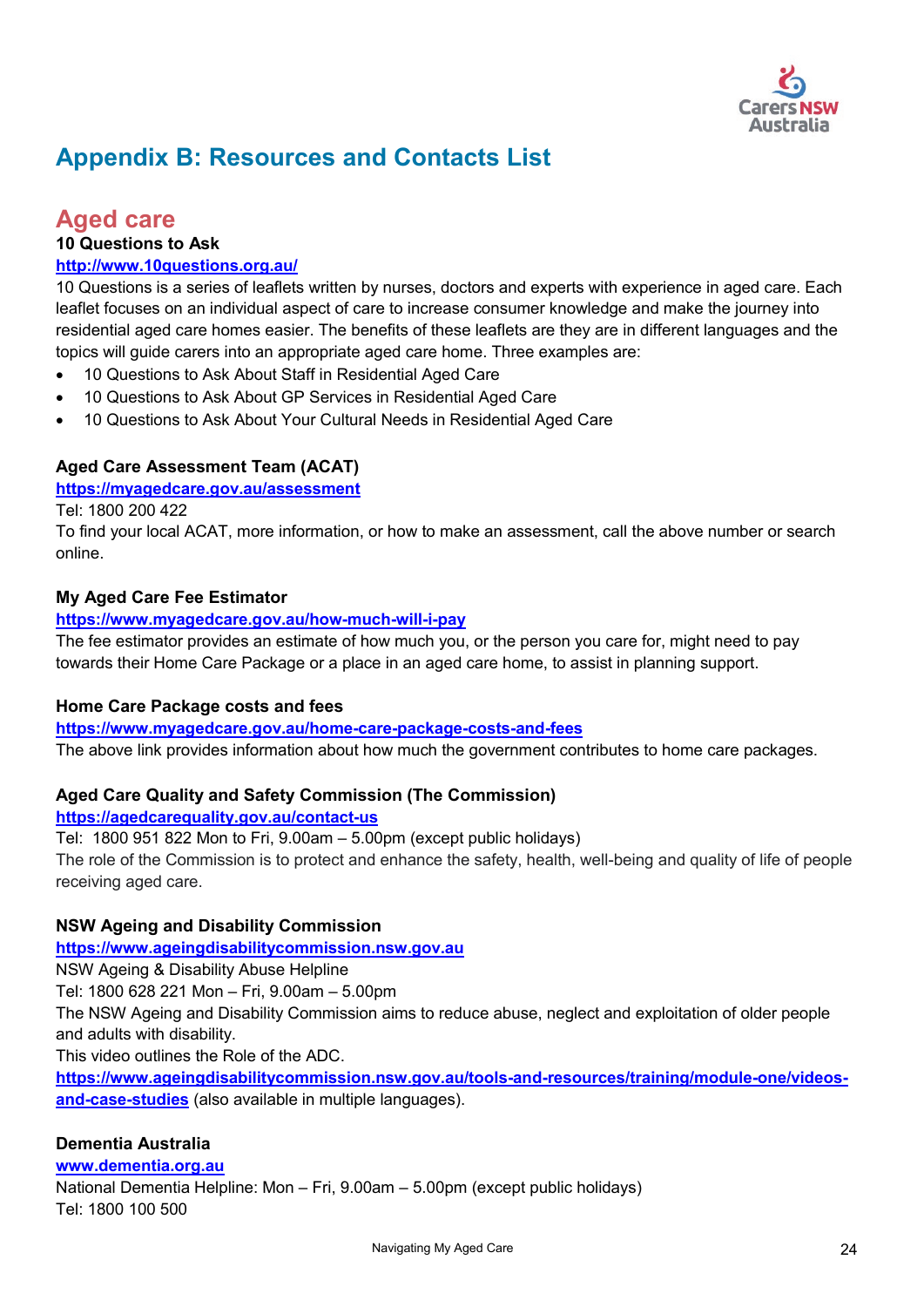# Appendix B: Resources and Contacts List

## Aged care

**10 Questions to Ask**

http://www.10questions.org.au/

10 Questions is a series of leaflets written by nurses, doctors and experts with experience in aged care. Each leaflet focuses on an individual aspect of care to increase consumer knowledge and make the journey into residential aged care homes easier. The benefits of these leaflets are they are in different languages and the topics will guide carers into an appropriate aged care home. Three examples are:

- 10 Questions to Ask About Staff in Residential Aged Care
- 10 Questions to Ask About GP Services in Residential Aged Care
- 10 Questions to Ask About Your Cultural Needs in Residential Aged Care

**Aged Care Assessment Team (ACAT)**

https://myagedcare.gov.au/assessment

Tel: 1800 200 422

To find your local ACAT, more information, or how to make an assessment, call the above number or search online.

**My Aged Care Fee Estimator**

https://www.myagedcare.gov.au/how-much-will-i-pay

The fee estimator provides an estimate of how much you, or the person you care for, might need to pay towards their Home Care Package or a place in an aged care home, to assist in planning support.

**Home Care Package costs and fees**

https://www.myagedcare.gov.au/home-care-package-costs-and-fees

The above link provides information about how much the government contributes to home care packages.

**Aged Care Quality and Safety Commission (The Commission)**

https://agedcarequality.gov.au/contact-us

Tel: 1800 951 822 Mon to Fri, 9.00am – 5.00pm (except public holidays)

The role of the Commission is to protect and enhance the safety, health, well-being and quality of life of people receiving aged care.

**NSW Ageing and Disability Commission**

https://www.ageingdisabilitycommission.nsw.gov.au

NSW Ageing & Disability Abuse Helpline

Tel: 1800 628 221 Mon – Fri, 9.00am – 5.00pm

The NSW Ageing and Disability Commission aims to reduce abuse, neglect and exploitation of older people and adults with disability.

This video outlines the Role of the ADC.

https://www.ageingdisabilitycommission.nsw.gov.au/tools-and-resources/training/module-one/videos-and-case-studies (also available in multiple languages).

**Dementia Australia**

www.dementia.org.au

National Dementia Helpline: Mon – Fri, 9.00am – 5.00pm (except public holidays)

Tel: 1800 100 500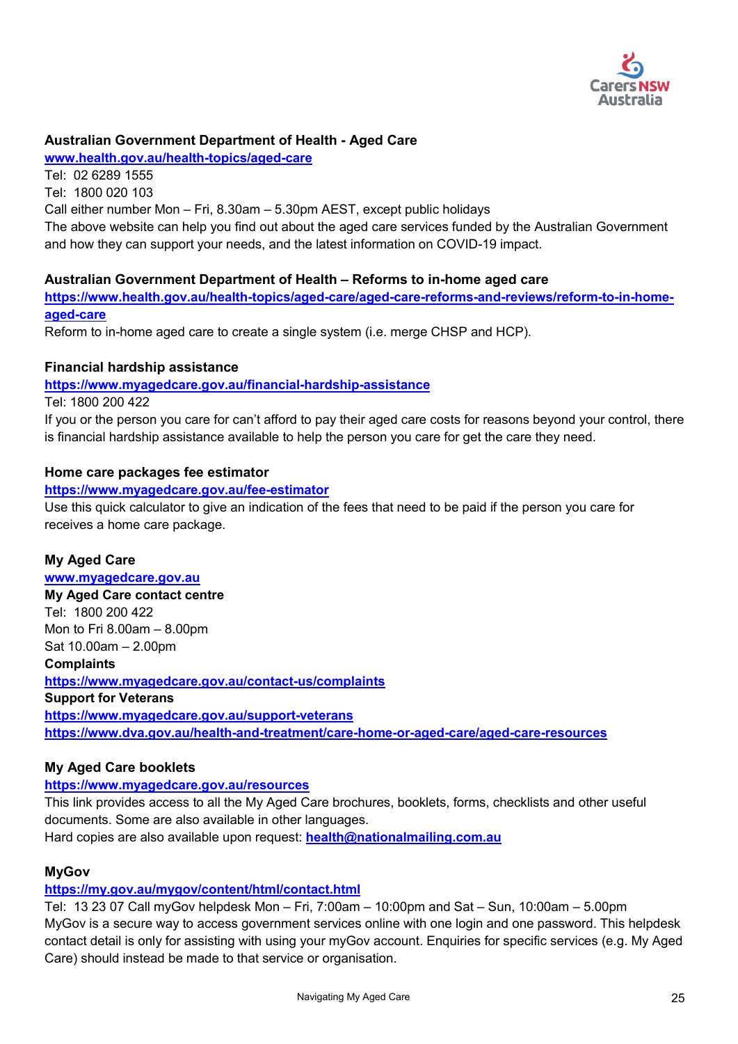**Australian Government Department of Health - Aged Care**

[www.health.gov.au/health-topics/aged-care](http://www.health.gov.au/health-topics/aged-care)

Tel: 02 6289 1555

Tel: 1800 020 103

Call either number Mon – Fri, 8.30am – 5.30pm AEST, except public holidays

The above website can help you find out about the aged care services funded by the Australian Government and how they can support your needs, and the latest information on COVID-19 impact.

**Australian Government Department of Health – Reforms to in-home aged care**

[https://www.health.gov.au/health-topics/aged-care/aged-care-reforms-and-reviews/reform-to-in-home-aged-care](https://www.health.gov.au/health-topics/aged-care/aged-care-reforms-and-reviews/reform-to-in-home-aged-care)

Reform to in-home aged care to create a single system (i.e. merge CHSP and HCP).

**Financial hardship assistance**

[https://www.myagedcare.gov.au/financial-hardship-assistance](https://www.myagedcare.gov.au/financial-hardship-assistance)

Tel: 1800 200 422

If you or the person you care for can't afford to pay their aged care costs for reasons beyond your control, there is financial hardship assistance available to help the person you care for get the care they need.

**Home care packages fee estimator**

[https://www.myagedcare.gov.au/fee-estimator](https://www.myagedcare.gov.au/fee-estimator)

Use this quick calculator to give an indication of the fees that need to be paid if the person you care for receives a home care package.

**My Aged Care**

[www.myagedcare.gov.au](http://www.myagedcare.gov.au)

**My Aged Care contact centre**

Tel: 1800 200 422

Mon to Fri 8.00am – 8.00pm

Sat 10.00am – 2.00pm

**Complaints**

[https://www.myagedcare.gov.au/contact-us/complaints](https://www.myagedcare.gov.au/contact-us/complaints)

**Support for Veterans**

[https://www.myagedcare.gov.au/support-veterans](https://www.myagedcare.gov.au/support-veterans)

[https://www.dva.gov.au/health-and-treatment/care-home-or-aged-care/aged-care-resources](https://www.dva.gov.au/health-and-treatment/care-home-or-aged-care/aged-care-resources)

**My Aged Care booklets**

[https://www.myagedcare.gov.au/resources](https://www.myagedcare.gov.au/resources)

This link provides access to all the My Aged Care brochures, booklets, forms, checklists and other useful documents. Some are also available in other languages.

Hard copies are also available upon request: [health@nationalmailing.com.au](mailto:health@nationalmailing.com.au)

**MyGov**

[https://my.gov.au/mygov/content/html/contact.html](https://my.gov.au/mygov/content/html/contact.html)

Tel: 13 23 07 Call myGov helpdesk Mon – Fri, 7:00am – 10:00pm and Sat – Sun, 10:00am – 5.00pm

MyGov is a secure way to access government services online with one login and one password. This helpdesk contact detail is only for assisting with using your myGov account. Enquiries for specific services (e.g. My Aged Care) should instead be made to that service or organisation.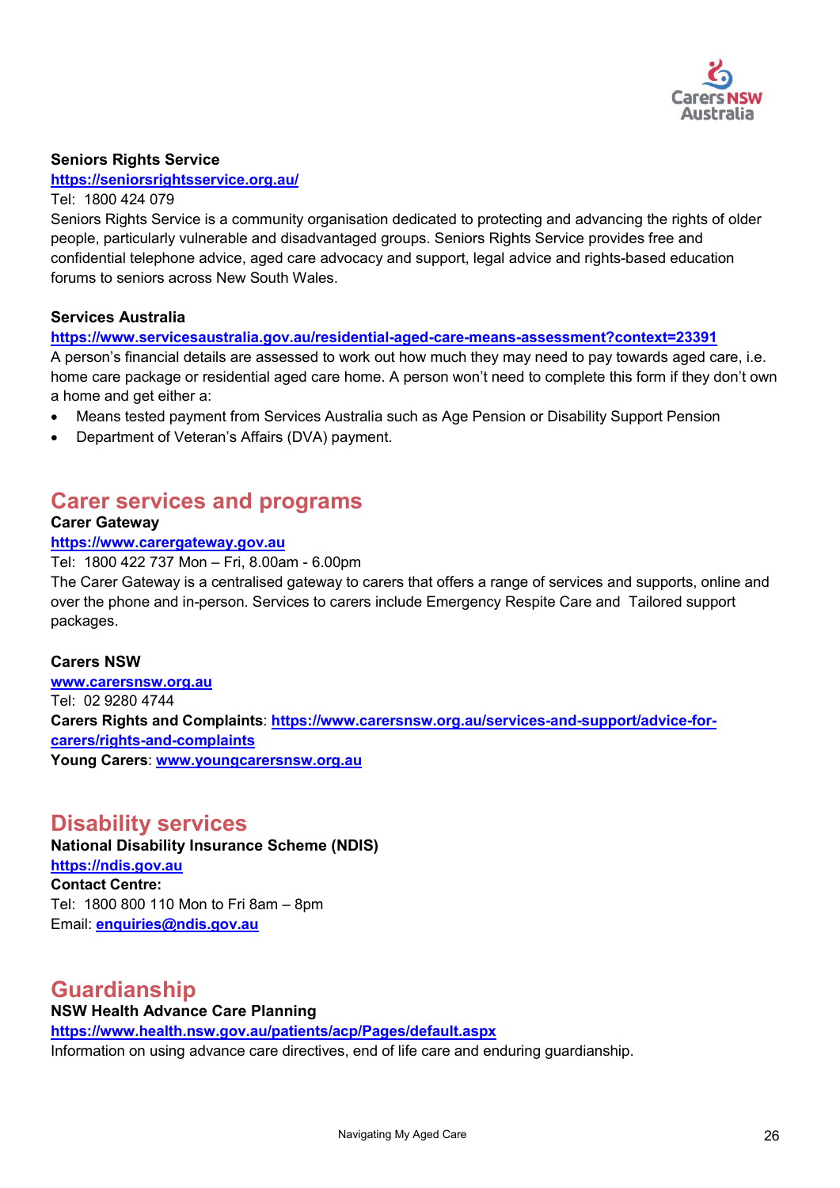**Seniors Rights Service**
[https://seniorsrightsservice.org.au/](https://seniorsrightsservice.org.au/)
Tel: 1800 424 079
Seniors Rights Service is a community organisation dedicated to protecting and advancing the rights of older people, particularly vulnerable and disadvantaged groups. Seniors Rights Service provides free and confidential telephone advice, aged care advocacy and support, legal advice and rights-based education forums to seniors across New South Wales.

**Services Australia**
[https://www.servicesaustralia.gov.au/residential-aged-care-means-assessment?context=23391](https://www.servicesaustralia.gov.au/residential-aged-care-means-assessment?context=23391)
A person's financial details are assessed to work out how much they may need to pay towards aged care, i.e. home care package or residential aged care home. A person won't need to complete this form if they don't own a home and get either a:

- Means tested payment from Services Australia such as Age Pension or Disability Support Pension
- Department of Veteran's Affairs (DVA) payment.

## Carer services and programs

**Carer Gateway**
[https://www.carergateway.gov.au](https://www.carergateway.gov.au)
Tel: 1800 422 737 Mon – Fri, 8.00am - 6.00pm
The Carer Gateway is a centralised gateway to carers that offers a range of services and supports, online and over the phone and in-person. Services to carers include Emergency Respite Care and Tailored support packages.

**Carers NSW**
[www.carersnsw.org.au](www.carersnsw.org.au)
Tel: 02 9280 4744
**Carers Rights and Complaints**: [https://www.carersnsw.org.au/services-and-support/advice-for-carers/rights-and-complaints](https://www.carersnsw.org.au/services-and-support/advice-for-carers/rights-and-complaints)
**Young Carers**: [www.youngcarersnsw.org.au](www.youngcarersnsw.org.au)

## Disability services

**National Disability Insurance Scheme (NDIS)**
[https://ndis.gov.au](https://ndis.gov.au)
**Contact Centre:**
Tel: 1800 800 110 Mon to Fri 8am – 8pm
Email: [enquiries@ndis.gov.au](mailto:enquiries@ndis.gov.au)

## Guardianship

**NSW Health Advance Care Planning**
[https://www.health.nsw.gov.au/patients/acp/Pages/default.aspx](https://www.health.nsw.gov.au/patients/acp/Pages/default.aspx)
Information on using advance care directives, end of life care and enduring guardianship.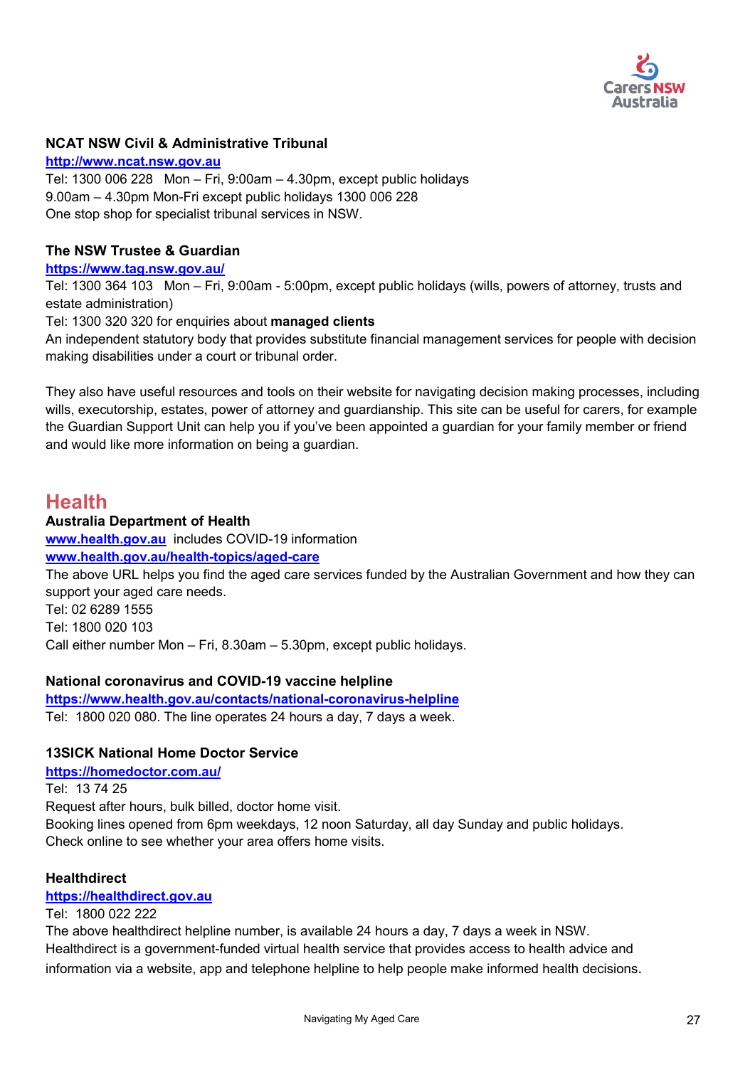### NCAT NSW Civil & Administrative Tribunal

[http://www.ncat.nsw.gov.au](http://www.ncat.nsw.gov.au)

Tel: 1300 006 228 Mon – Fri, 9:00am – 4.30pm, except public holidays
9.00am – 4.30pm Mon-Fri except public holidays 1300 006 228
One stop shop for specialist tribunal services in NSW.

### The NSW Trustee & Guardian

[https://www.tag.nsw.gov.au/](https://www.tag.nsw.gov.au/)

Tel: 1300 364 103 Mon – Fri, 9:00am - 5:00pm, except public holidays (wills, powers of attorney, trusts and estate administration)
Tel: 1300 320 320 for enquiries about **managed clients**
An independent statutory body that provides substitute financial management services for people with decision making disabilities under a court or tribunal order.

They also have useful resources and tools on their website for navigating decision making processes, including wills, executorship, estates, power of attorney and guardianship. This site can be useful for carers, for example the Guardian Support Unit can help you if you've been appointed a guardian for your family member or friend and would like more information on being a guardian.

## Health

### Australia Department of Health

[www.health.gov.au](http://www.health.gov.au) includes COVID-19 information
[www.health.gov.au/health-topics/aged-care](http://www.health.gov.au/health-topics/aged-care)
The above URL helps you find the aged care services funded by the Australian Government and how they can support your aged care needs.
Tel: 02 6289 1555
Tel: 1800 020 103
Call either number Mon – Fri, 8.30am – 5.30pm, except public holidays.

### National coronavirus and COVID-19 vaccine helpline

[https://www.health.gov.au/contacts/national-coronavirus-helpline](https://www.health.gov.au/contacts/national-coronavirus-helpline)
Tel: 1800 020 080. The line operates 24 hours a day, 7 days a week.

### 13SICK National Home Doctor Service

[https://homedoctor.com.au/](https://homedoctor.com.au/)
Tel: 13 74 25
Request after hours, bulk billed, doctor home visit.
Booking lines opened from 6pm weekdays, 12 noon Saturday, all day Sunday and public holidays.
Check online to see whether your area offers home visits.

### Healthdirect

[https://healthdirect.gov.au](https://healthdirect.gov.au)
Tel: 1800 022 222
The above healthdirect helpline number, is available 24 hours a day, 7 days a week in NSW.
Healthdirect is a government-funded virtual health service that provides access to health advice and information via a website, app and telephone helpline to help people make informed health decisions.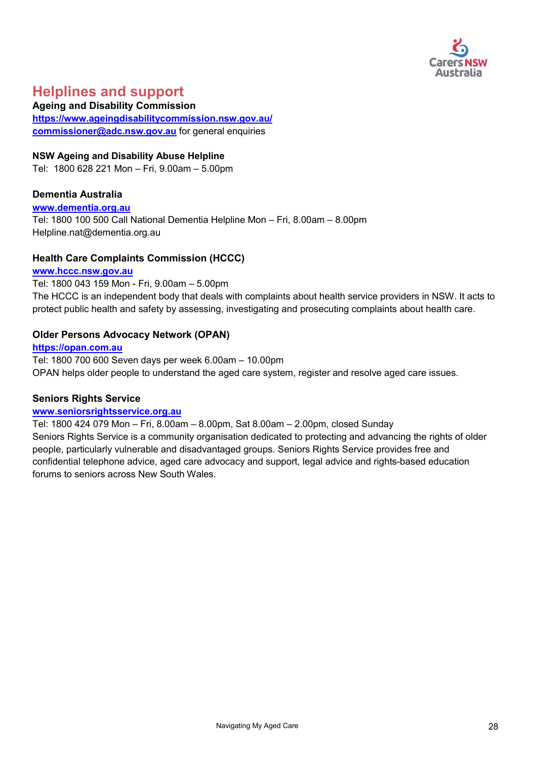## Helplines and support

**Ageing and Disability Commission**
**https://www.ageingdisabilitycommission.nsw.gov.au/**
**commissioner@adc.nsw.gov.au** for general enquiries

**NSW Ageing and Disability Abuse Helpline**
Tel: 1800 628 221 Mon – Fri, 9.00am – 5.00pm

**Dementia Australia**
**www.dementia.org.au**
Tel: 1800 100 500 Call National Dementia Helpline Mon – Fri, 8.00am – 8.00pm
Helpline.nat@dementia.org.au

**Health Care Complaints Commission (HCCC)**
**www.hccc.nsw.gov.au**
Tel: 1800 043 159 Mon - Fri, 9.00am – 5.00pm
The HCCC is an independent body that deals with complaints about health service providers in NSW. It acts to protect public health and safety by assessing, investigating and prosecuting complaints about health care.

**Older Persons Advocacy Network (OPAN)**
**https://opan.com.au**
Tel: 1800 700 600 Seven days per week 6.00am – 10.00pm
OPAN helps older people to understand the aged care system, register and resolve aged care issues.

**Seniors Rights Service**
**www.seniorsrightsservice.org.au**
Tel: 1800 424 079 Mon – Fri, 8.00am – 8.00pm, Sat 8.00am – 2.00pm, closed Sunday
Seniors Rights Service is a community organisation dedicated to protecting and advancing the rights of older people, particularly vulnerable and disadvantaged groups. Seniors Rights Service provides free and confidential telephone advice, aged care advocacy and support, legal advice and rights-based education forums to seniors across New South Wales.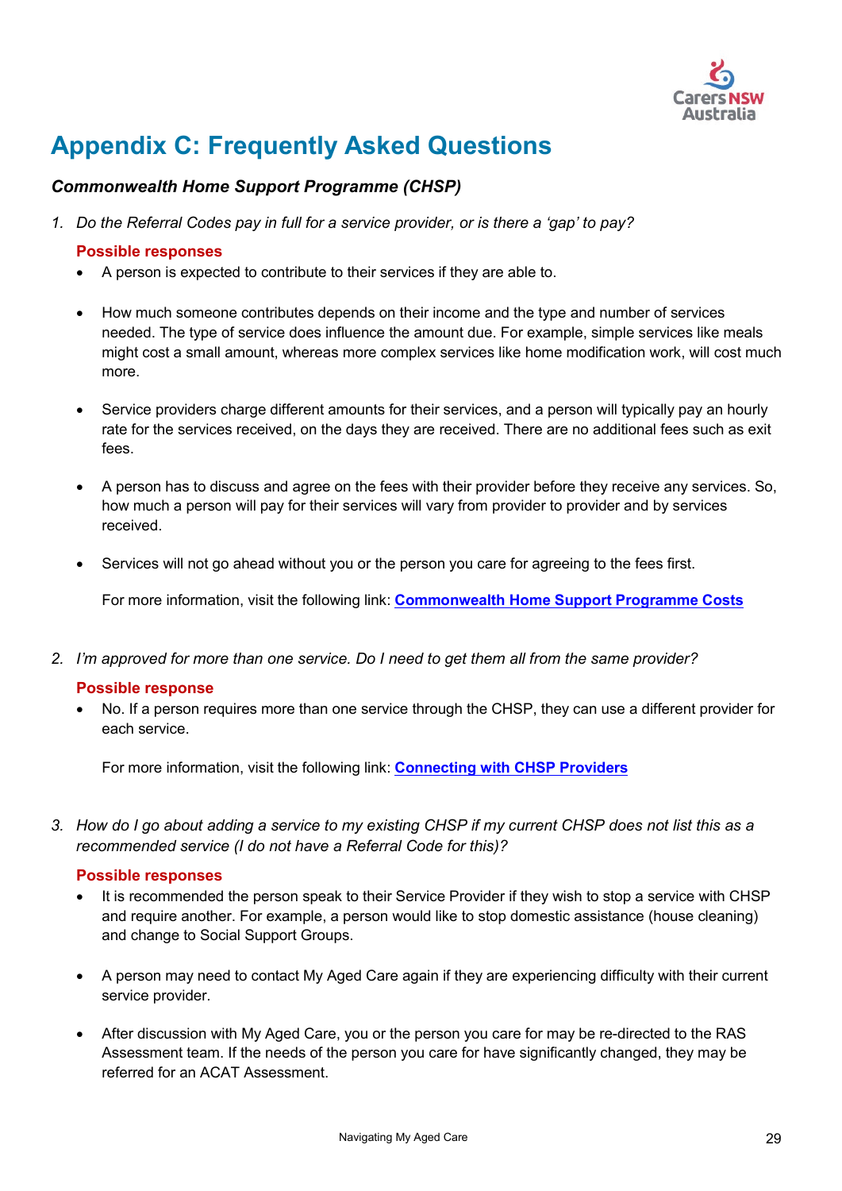# Appendix C: Frequently Asked Questions

### *Commonwealth Home Support Programme (CHSP)*

1. *Do the Referral Codes pay in full for a service provider, or is there a 'gap' to pay?*

   **Possible responses**

   - A person is expected to contribute to their services if they are able to.
   - How much someone contributes depends on their income and the type and number of services needed. The type of service does influence the amount due. For example, simple services like meals might cost a small amount, whereas more complex services like home modification work, will cost much more.
   - Service providers charge different amounts for their services, and a person will typically pay an hourly rate for the services received, on the days they are received. There are no additional fees such as exit fees.
   - A person has to discuss and agree on the fees with their provider before they receive any services. So, how much a person will pay for their services will vary from provider to provider and by services received.
   - Services will not go ahead without you or the person you care for agreeing to the fees first.

     For more information, visit the following link: **Commonwealth Home Support Programme Costs**

2. *I'm approved for more than one service. Do I need to get them all from the same provider?*

   **Possible response**

   - No. If a person requires more than one service through the CHSP, they can use a different provider for each service.

     For more information, visit the following link: **Connecting with CHSP Providers**

3. *How do I go about adding a service to my existing CHSP if my current CHSP does not list this as a recommended service (I do not have a Referral Code for this)?*

   **Possible responses**

   - It is recommended the person speak to their Service Provider if they wish to stop a service with CHSP and require another. For example, a person would like to stop domestic assistance (house cleaning) and change to Social Support Groups.
   - A person may need to contact My Aged Care again if they are experiencing difficulty with their current service provider.
   - After discussion with My Aged Care, you or the person you care for may be re-directed to the RAS Assessment team. If the needs of the person you care for have significantly changed, they may be referred for an ACAT Assessment.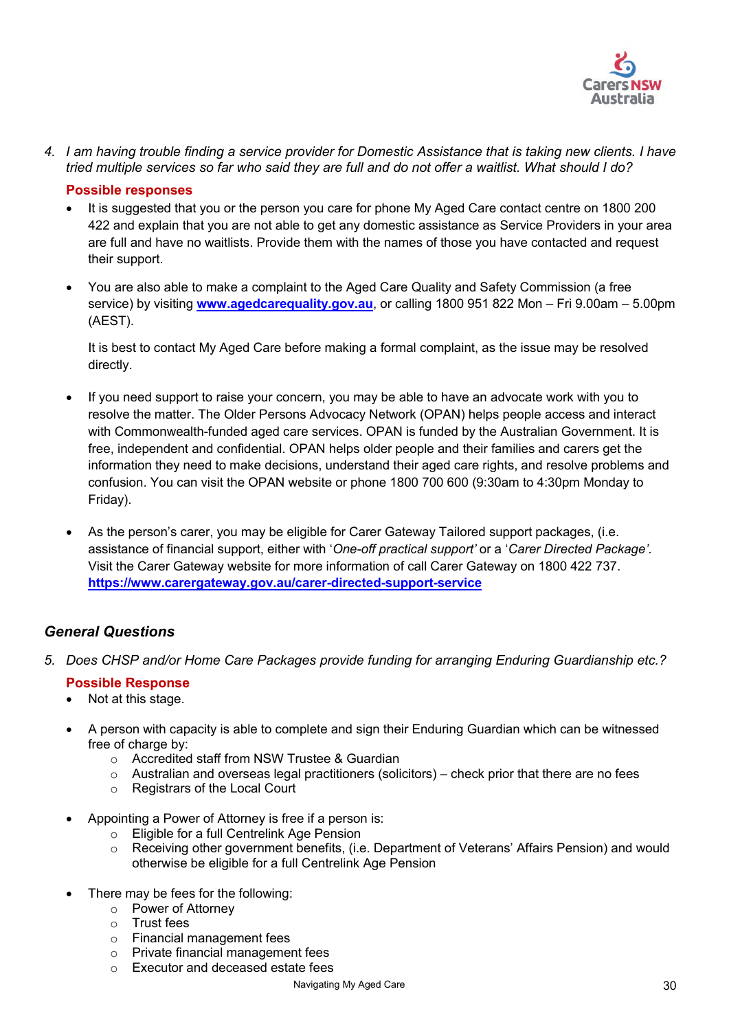4. *I am having trouble finding a service provider for Domestic Assistance that is taking new clients. I have tried multiple services so far who said they are full and do not offer a waitlist. What should I do?*

   **Possible responses**

   - It is suggested that you or the person you care for phone My Aged Care contact centre on 1800 200 422 and explain that you are not able to get any domestic assistance as Service Providers in your area are full and have no waitlists. Provide them with the names of those you have contacted and request their support.

   - You are also able to make a complaint to the Aged Care Quality and Safety Commission (a free service) by visiting **www.agedcarequality.gov.au**, or calling 1800 951 822 Mon – Fri 9.00am – 5.00pm (AEST).

     It is best to contact My Aged Care before making a formal complaint, as the issue may be resolved directly.

   - If you need support to raise your concern, you may be able to have an advocate work with you to resolve the matter. The Older Persons Advocacy Network (OPAN) helps people access and interact with Commonwealth-funded aged care services. OPAN is funded by the Australian Government. It is free, independent and confidential. OPAN helps older people and their families and carers get the information they need to make decisions, understand their aged care rights, and resolve problems and confusion. You can visit the OPAN website or phone 1800 700 600 (9:30am to 4:30pm Monday to Friday).

   - As the person's carer, you may be eligible for Carer Gateway Tailored support packages, (i.e. assistance of financial support, either with '*One-off practical support*' or a '*Carer Directed Package*'. Visit the Carer Gateway website for more information of call Carer Gateway on 1800 422 737. **https://www.carergateway.gov.au/carer-directed-support-service**

## *General Questions*

5. *Does CHSP and/or Home Care Packages provide funding for arranging Enduring Guardianship etc.?*

   **Possible Response**

   - Not at this stage.

   - A person with capacity is able to complete and sign their Enduring Guardian which can be witnessed free of charge by:
     - Accredited staff from NSW Trustee & Guardian
     - Australian and overseas legal practitioners (solicitors) – check prior that there are no fees
     - Registrars of the Local Court

   - Appointing a Power of Attorney is free if a person is:
     - Eligible for a full Centrelink Age Pension
     - Receiving other government benefits, (i.e. Department of Veterans' Affairs Pension) and would otherwise be eligible for a full Centrelink Age Pension

   - There may be fees for the following:
     - Power of Attorney
     - Trust fees
     - Financial management fees
     - Private financial management fees
     - Executor and deceased estate fees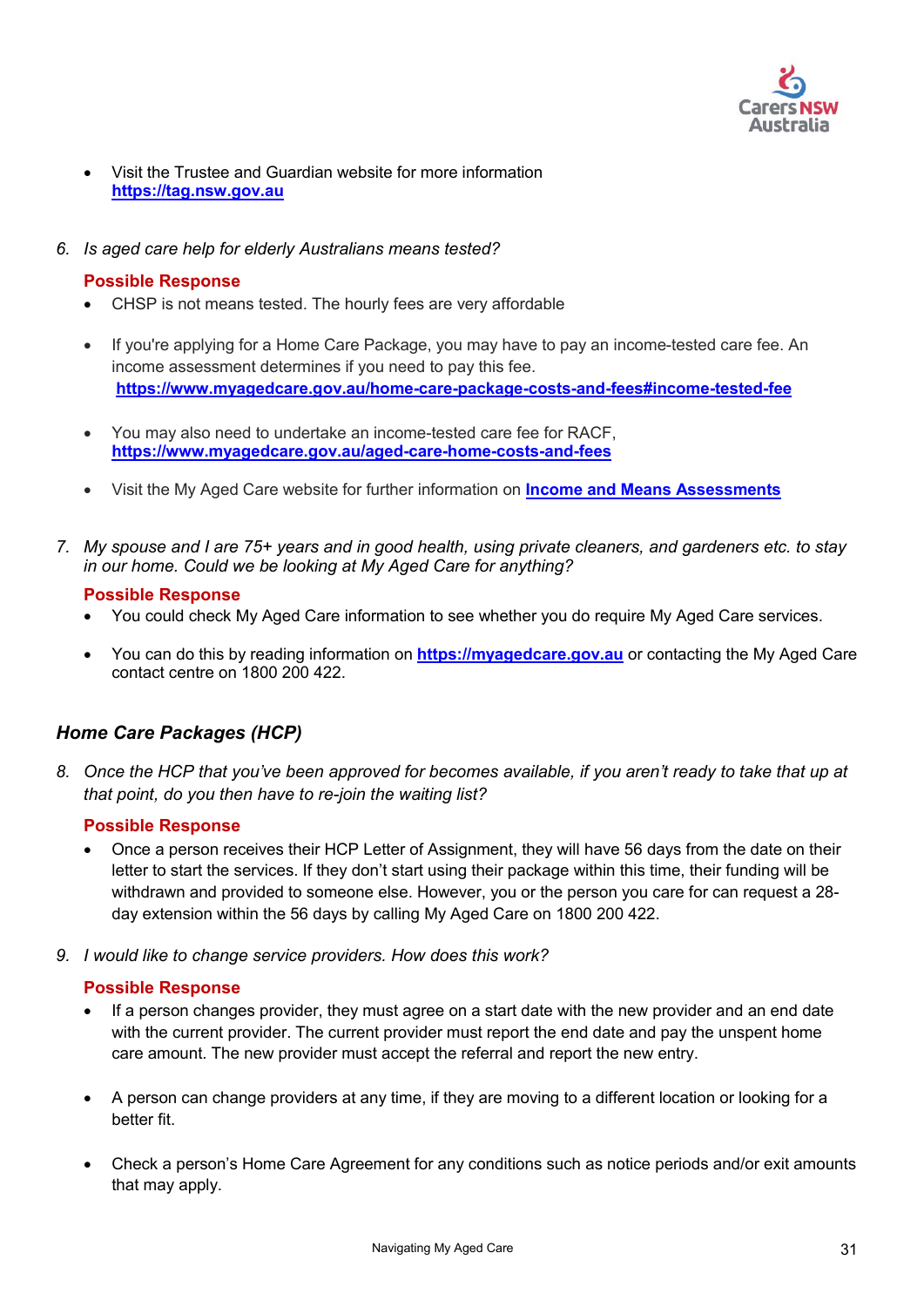- Visit the Trustee and Guardian website for more information **https://tag.nsw.gov.au**

6. *Is aged care help for elderly Australians means tested?*

   **Possible Response**

   - CHSP is not means tested. The hourly fees are very affordable
   - If you're applying for a Home Care Package, you may have to pay an income-tested care fee. An income assessment determines if you need to pay this fee. **https://www.myagedcare.gov.au/home-care-package-costs-and-fees#income-tested-fee**
   - You may also need to undertake an income-tested care fee for RACF, **https://www.myagedcare.gov.au/aged-care-home-costs-and-fees**
   - Visit the My Aged Care website for further information on **Income and Means Assessments**

7. *My spouse and I are 75+ years and in good health, using private cleaners, and gardeners etc. to stay in our home. Could we be looking at My Aged Care for anything?*

   **Possible Response**

   - You could check My Aged Care information to see whether you do require My Aged Care services.
   - You can do this by reading information on **https://myagedcare.gov.au** or contacting the My Aged Care contact centre on 1800 200 422.

### *Home Care Packages (HCP)*

8. *Once the HCP that you've been approved for becomes available, if you aren't ready to take that up at that point, do you then have to re-join the waiting list?*

   **Possible Response**

   - Once a person receives their HCP Letter of Assignment, they will have 56 days from the date on their letter to start the services. If they don't start using their package within this time, their funding will be withdrawn and provided to someone else. However, you or the person you care for can request a 28-day extension within the 56 days by calling My Aged Care on 1800 200 422.

9. *I would like to change service providers. How does this work?*

   **Possible Response**

   - If a person changes provider, they must agree on a start date with the new provider and an end date with the current provider. The current provider must report the end date and pay the unspent home care amount. The new provider must accept the referral and report the new entry.
   - A person can change providers at any time, if they are moving to a different location or looking for a better fit.
   - Check a person's Home Care Agreement for any conditions such as notice periods and/or exit amounts that may apply.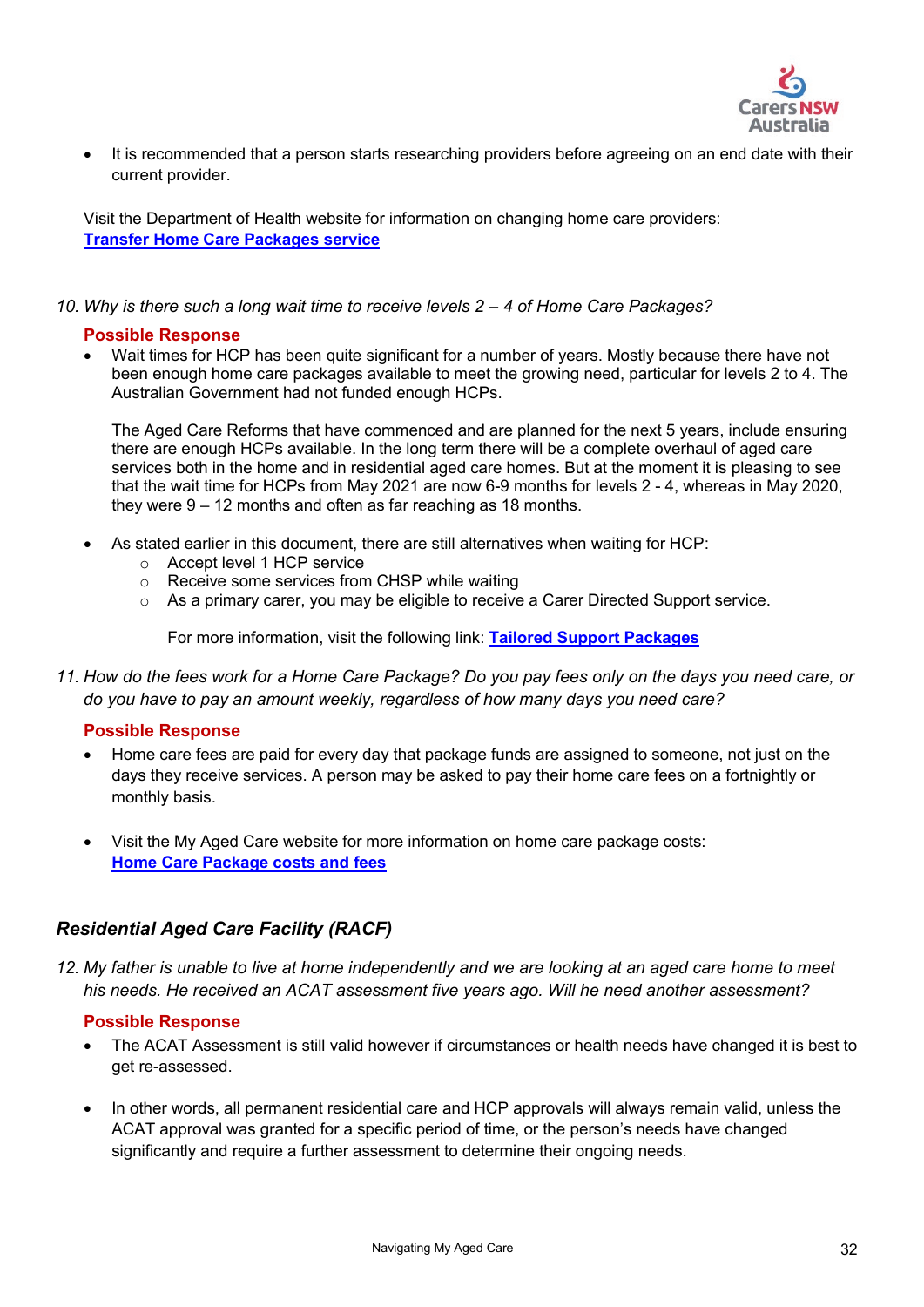- It is recommended that a person starts researching providers before agreeing on an end date with their current provider.

Visit the Department of Health website for information on changing home care providers:
**Transfer Home Care Packages service**

*10. Why is there such a long wait time to receive levels 2 – 4 of Home Care Packages?*

**Possible Response**

- Wait times for HCP has been quite significant for a number of years. Mostly because there have not been enough home care packages available to meet the growing need, particular for levels 2 to 4. The Australian Government had not funded enough HCPs.

  The Aged Care Reforms that have commenced and are planned for the next 5 years, include ensuring there are enough HCPs available. In the long term there will be a complete overhaul of aged care services both in the home and in residential aged care homes. But at the moment it is pleasing to see that the wait time for HCPs from May 2021 are now 6-9 months for levels 2 - 4, whereas in May 2020, they were 9 – 12 months and often as far reaching as 18 months.

- As stated earlier in this document, there are still alternatives when waiting for HCP:
  - Accept level 1 HCP service
  - Receive some services from CHSP while waiting
  - As a primary carer, you may be eligible to receive a Carer Directed Support service.

    For more information, visit the following link: **Tailored Support Packages**

*11. How do the fees work for a Home Care Package? Do you pay fees only on the days you need care, or do you have to pay an amount weekly, regardless of how many days you need care?*

**Possible Response**

- Home care fees are paid for every day that package funds are assigned to someone, not just on the days they receive services. A person may be asked to pay their home care fees on a fortnightly or monthly basis.

- Visit the My Aged Care website for more information on home care package costs:
  **Home Care Package costs and fees**

## *Residential Aged Care Facility (RACF)*

*12. My father is unable to live at home independently and we are looking at an aged care home to meet his needs. He received an ACAT assessment five years ago. Will he need another assessment?*

**Possible Response**

- The ACAT Assessment is still valid however if circumstances or health needs have changed it is best to get re-assessed.

- In other words, all permanent residential care and HCP approvals will always remain valid, unless the ACAT approval was granted for a specific period of time, or the person's needs have changed significantly and require a further assessment to determine their ongoing needs.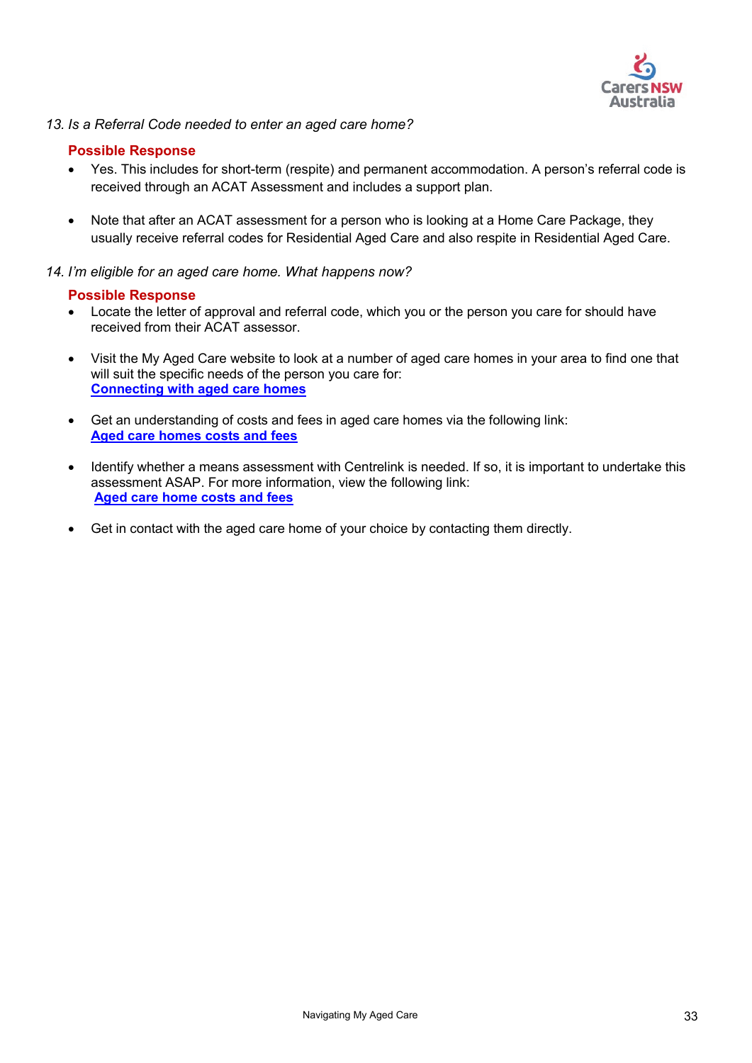*13. Is a Referral Code needed to enter an aged care home?*

**Possible Response**

- Yes. This includes for short-term (respite) and permanent accommodation. A person's referral code is received through an ACAT Assessment and includes a support plan.
- Note that after an ACAT assessment for a person who is looking at a Home Care Package, they usually receive referral codes for Residential Aged Care and also respite in Residential Aged Care.

*14. I'm eligible for an aged care home. What happens now?*

**Possible Response**

- Locate the letter of approval and referral code, which you or the person you care for should have received from their ACAT assessor.
- Visit the My Aged Care website to look at a number of aged care homes in your area to find one that will suit the specific needs of the person you care for:
  **Connecting with aged care homes**
- Get an understanding of costs and fees in aged care homes via the following link:
  **Aged care homes costs and fees**
- Identify whether a means assessment with Centrelink is needed. If so, it is important to undertake this assessment ASAP. For more information, view the following link:
  **Aged care home costs and fees**
- Get in contact with the aged care home of your choice by contacting them directly.